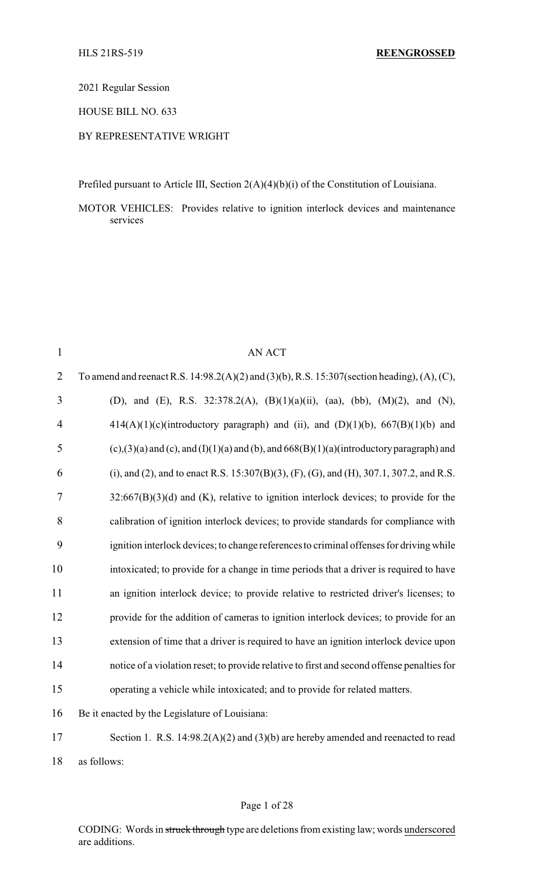HLS 21RS-519 **REENGROSSED**

2021 Regular Session

HOUSE BILL NO. 633

BY REPRESENTATIVE WRIGHT

Prefiled pursuant to Article III, Section 2(A)(4)(b)(i) of the Constitution of Louisiana.

MOTOR VEHICLES: Provides relative to ignition interlock devices and maintenance services

AN ACT

To amend and reenact R.S. 14:98.2(A)(2) and (3)(b), R.S. 15:307(section heading), (A), (C), (D), and (E), R.S. 32:378.2(A), (B)(1)(a)(ii), (aa), (bb), (M)(2), and (N), 414(A)(1)(c)(introductory paragraph) and (ii), and (D)(1)(b), 667(B)(1)(b) and (c),(3)(a) and (c), and (I)(1)(a) and (b), and 668(B)(1)(a)(introductory paragraph) and (i), and (2), and to enact R.S. 15:307(B)(3), (F), (G), and (H), 307.1, 307.2, and R.S. 32:667(B)(3)(d) and (K), relative to ignition interlock devices; to provide for the calibration of ignition interlock devices; to provide standards for compliance with ignition interlock devices; to change references to criminal offenses for driving while intoxicated; to provide for a change in time periods that a driver is required to have an ignition interlock device; to provide relative to restricted driver's licenses; to provide for the addition of cameras to ignition interlock devices; to provide for an extension of time that a driver is required to have an ignition interlock device upon notice of a violation reset; to provide relative to first and second offense penalties for operating a vehicle while intoxicated; and to provide for related matters.

Be it enacted by the Legislature of Louisiana:

Section 1. R.S. 14:98.2(A)(2) and (3)(b) are hereby amended and reenacted to read as follows:

CODING: Words in ~~struck through~~ type are deletions from existing law; words underscored are additions.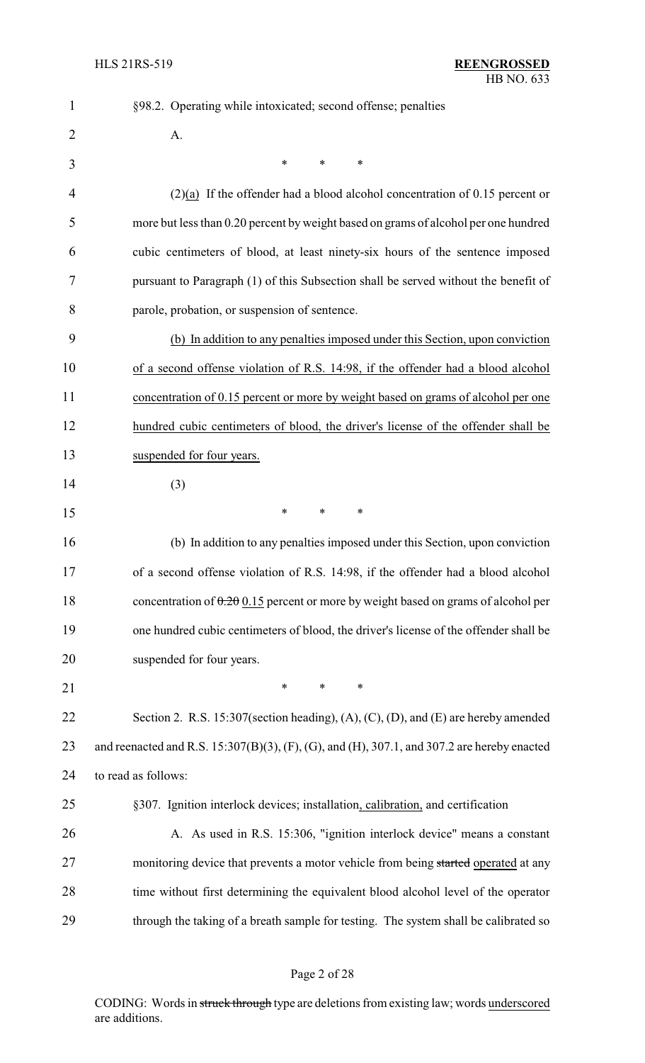§98.2. Operating while intoxicated; second offense; penalties

A.

\* \* \*

(2)(a) If the offender had a blood alcohol concentration of 0.15 percent or more but less than 0.20 percent by weight based on grams of alcohol per one hundred cubic centimeters of blood, at least ninety-six hours of the sentence imposed pursuant to Paragraph (1) of this Subsection shall be served without the benefit of parole, probation, or suspension of sentence.

(b) In addition to any penalties imposed under this Section, upon conviction of a second offense violation of R.S. 14:98, if the offender had a blood alcohol concentration of 0.15 percent or more by weight based on grams of alcohol per one hundred cubic centimeters of blood, the driver's license of the offender shall be suspended for four years.

(3)

\* \* \*

(b) In addition to any penalties imposed under this Section, upon conviction of a second offense violation of R.S. 14:98, if the offender had a blood alcohol concentration of ~~0.20~~ 0.15 percent or more by weight based on grams of alcohol per one hundred cubic centimeters of blood, the driver's license of the offender shall be suspended for four years.

\* \* \*

Section 2. R.S. 15:307(section heading), (A), (C), (D), and (E) are hereby amended and reenacted and R.S. 15:307(B)(3), (F), (G), and (H), 307.1, and 307.2 are hereby enacted to read as follows:

§307. Ignition interlock devices; installation, calibration, and certification

A. As used in R.S. 15:306, "ignition interlock device" means a constant monitoring device that prevents a motor vehicle from being ~~started~~ operated at any time without first determining the equivalent blood alcohol level of the operator through the taking of a breath sample for testing. The system shall be calibrated so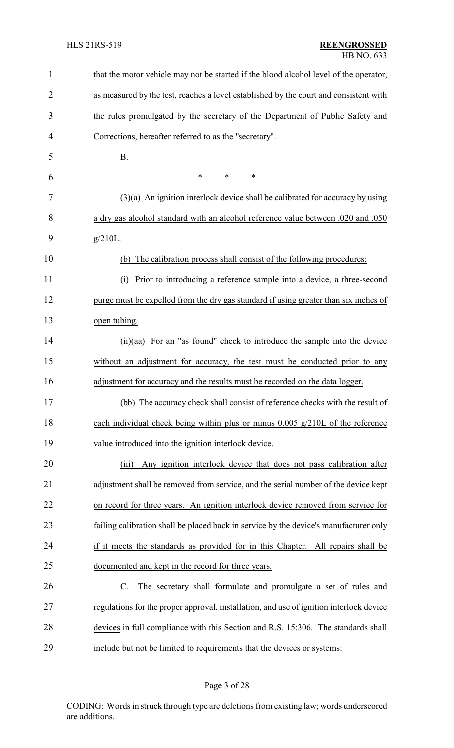that the motor vehicle may not be started if the blood alcohol level of the operator, as measured by the test, reaches a level established by the court and consistent with the rules promulgated by the secretary of the Department of Public Safety and Corrections, hereafter referred to as the "secretary".

B.

\* \* \*

(3)(a) An ignition interlock device shall be calibrated for accuracy by using a dry gas alcohol standard with an alcohol reference value between .020 and .050 g/210L.

(b) The calibration process shall consist of the following procedures:

(i) Prior to introducing a reference sample into a device, a three-second purge must be expelled from the dry gas standard if using greater than six inches of open tubing.

(ii)(aa) For an "as found" check to introduce the sample into the device without an adjustment for accuracy, the test must be conducted prior to any adjustment for accuracy and the results must be recorded on the data logger.

(bb) The accuracy check shall consist of reference checks with the result of each individual check being within plus or minus 0.005 g/210L of the reference value introduced into the ignition interlock device.

(iii) Any ignition interlock device that does not pass calibration after adjustment shall be removed from service, and the serial number of the device kept on record for three years. An ignition interlock device removed from service for failing calibration shall be placed back in service by the device's manufacturer only if it meets the standards as provided for in this Chapter. All repairs shall be documented and kept in the record for three years.

C. The secretary shall formulate and promulgate a set of rules and regulations for the proper approval, installation, and use of ignition interlock ~~device~~ devices in full compliance with this Section and R.S. 15:306. The standards shall include but not be limited to requirements that the devices ~~or systems~~: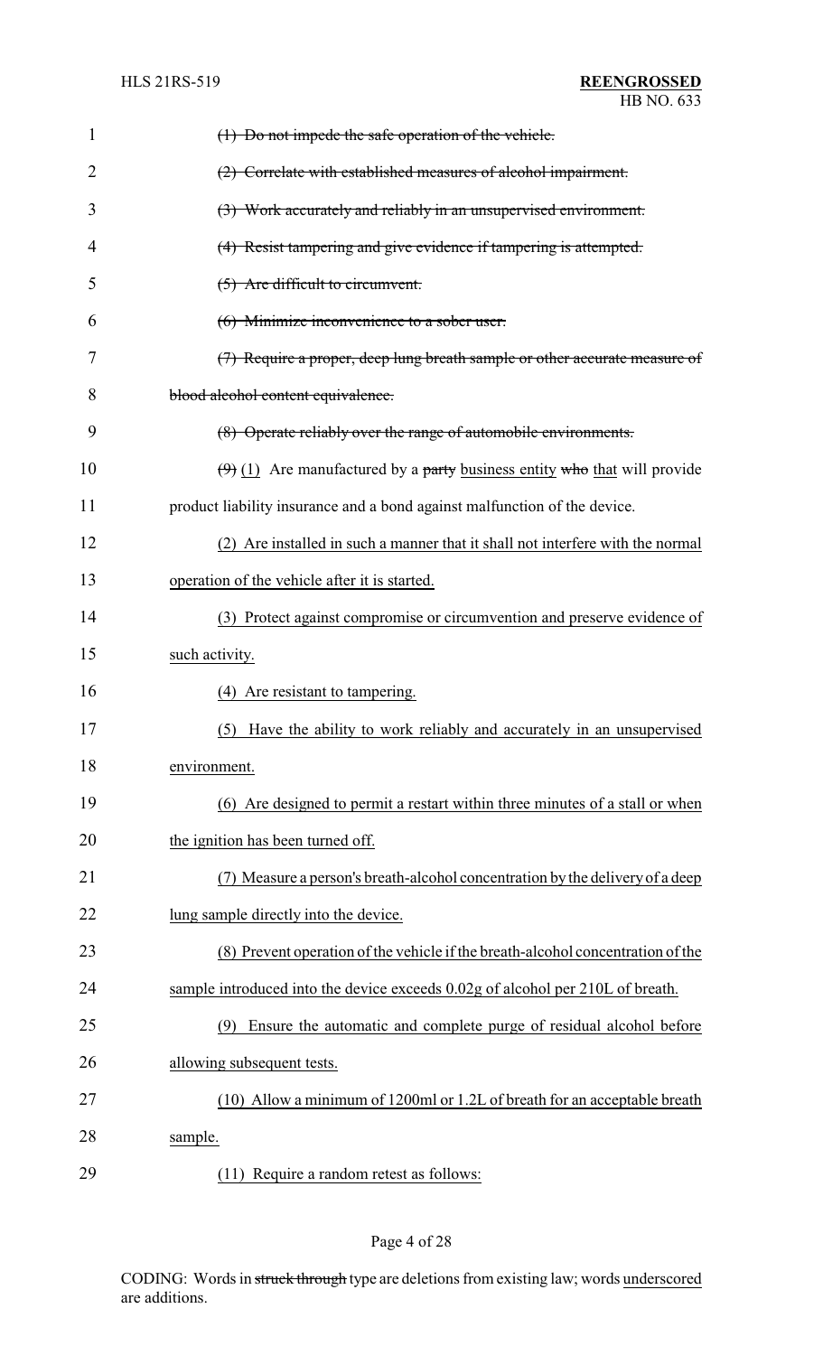~~(1) Do not impede the safe operation of the vehicle.~~

~~(2) Correlate with established measures of alcohol impairment.~~

~~(3) Work accurately and reliably in an unsupervised environment.~~

~~(4) Resist tampering and give evidence if tampering is attempted.~~

~~(5) Are difficult to circumvent.~~

~~(6) Minimize inconvenience to a sober user.~~

~~(7) Require a proper, deep lung breath sample or other accurate measure of blood alcohol content equivalence.~~

~~(8) Operate reliably over the range of automobile environments.~~

~~(9)~~ (1) Are manufactured by a ~~party~~ business entity ~~who~~ that will provide product liability insurance and a bond against malfunction of the device.

(2) Are installed in such a manner that it shall not interfere with the normal operation of the vehicle after it is started.

(3) Protect against compromise or circumvention and preserve evidence of such activity.

(4) Are resistant to tampering.

(5) Have the ability to work reliably and accurately in an unsupervised environment.

(6) Are designed to permit a restart within three minutes of a stall or when the ignition has been turned off.

(7) Measure a person's breath-alcohol concentration by the delivery of a deep lung sample directly into the device.

(8) Prevent operation of the vehicle if the breath-alcohol concentration of the sample introduced into the device exceeds 0.02g of alcohol per 210L of breath.

(9) Ensure the automatic and complete purge of residual alcohol before allowing subsequent tests.

(10) Allow a minimum of 1200ml or 1.2L of breath for an acceptable breath sample.

(11) Require a random retest as follows: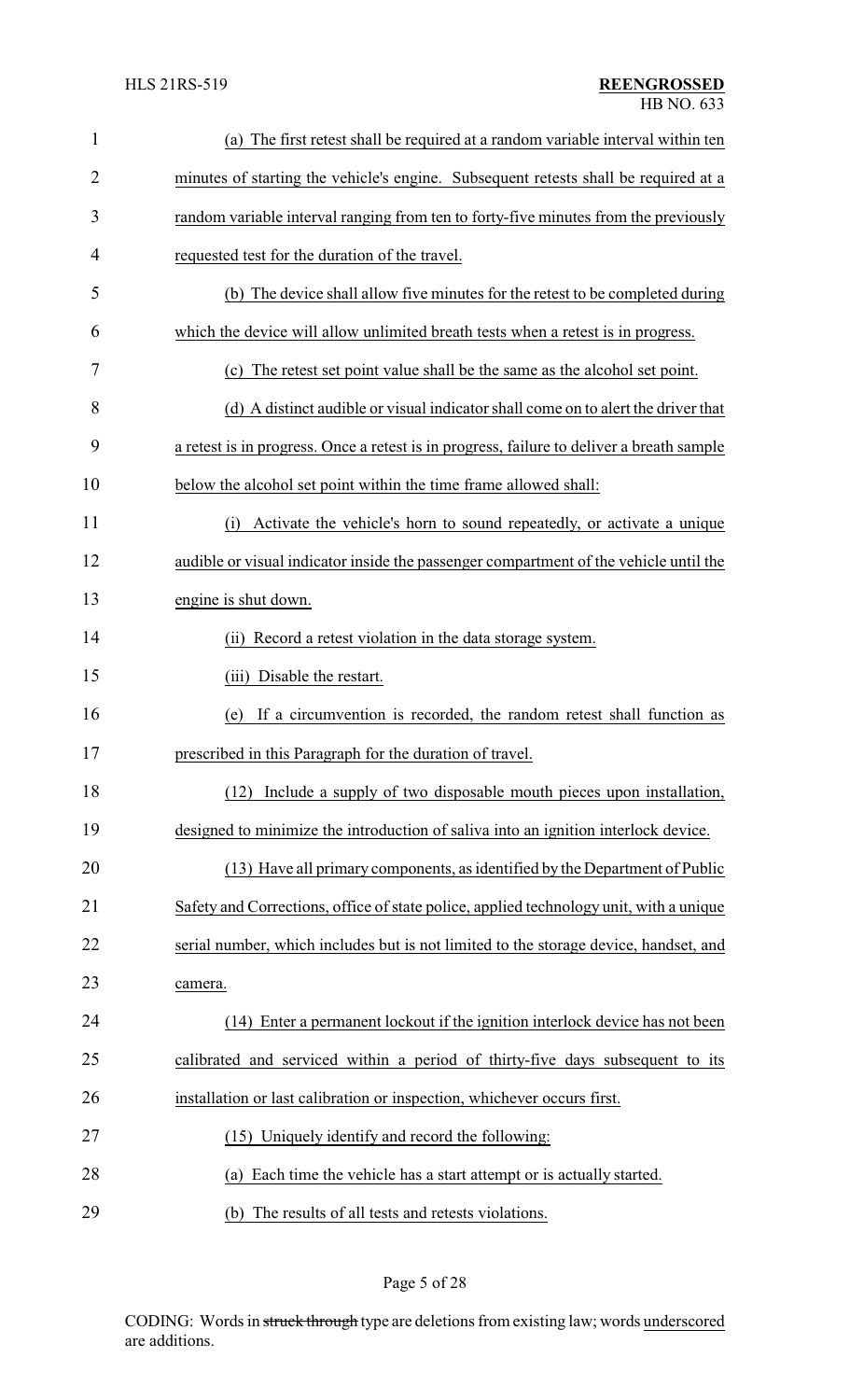(a) The first retest shall be required at a random variable interval within ten minutes of starting the vehicle's engine. Subsequent retests shall be required at a random variable interval ranging from ten to forty-five minutes from the previously requested test for the duration of the travel.

(b) The device shall allow five minutes for the retest to be completed during which the device will allow unlimited breath tests when a retest is in progress.

(c) The retest set point value shall be the same as the alcohol set point.

(d) A distinct audible or visual indicator shall come on to alert the driver that a retest is in progress. Once a retest is in progress, failure to deliver a breath sample below the alcohol set point within the time frame allowed shall:

(i) Activate the vehicle's horn to sound repeatedly, or activate a unique audible or visual indicator inside the passenger compartment of the vehicle until the engine is shut down.

(ii) Record a retest violation in the data storage system.

(iii) Disable the restart.

(e) If a circumvention is recorded, the random retest shall function as prescribed in this Paragraph for the duration of travel.

(12) Include a supply of two disposable mouth pieces upon installation, designed to minimize the introduction of saliva into an ignition interlock device.

(13) Have all primary components, as identified by the Department of Public Safety and Corrections, office of state police, applied technology unit, with a unique serial number, which includes but is not limited to the storage device, handset, and camera.

(14) Enter a permanent lockout if the ignition interlock device has not been calibrated and serviced within a period of thirty-five days subsequent to its installation or last calibration or inspection, whichever occurs first.

(15) Uniquely identify and record the following:

(a) Each time the vehicle has a start attempt or is actually started.

(b) The results of all tests and retests violations.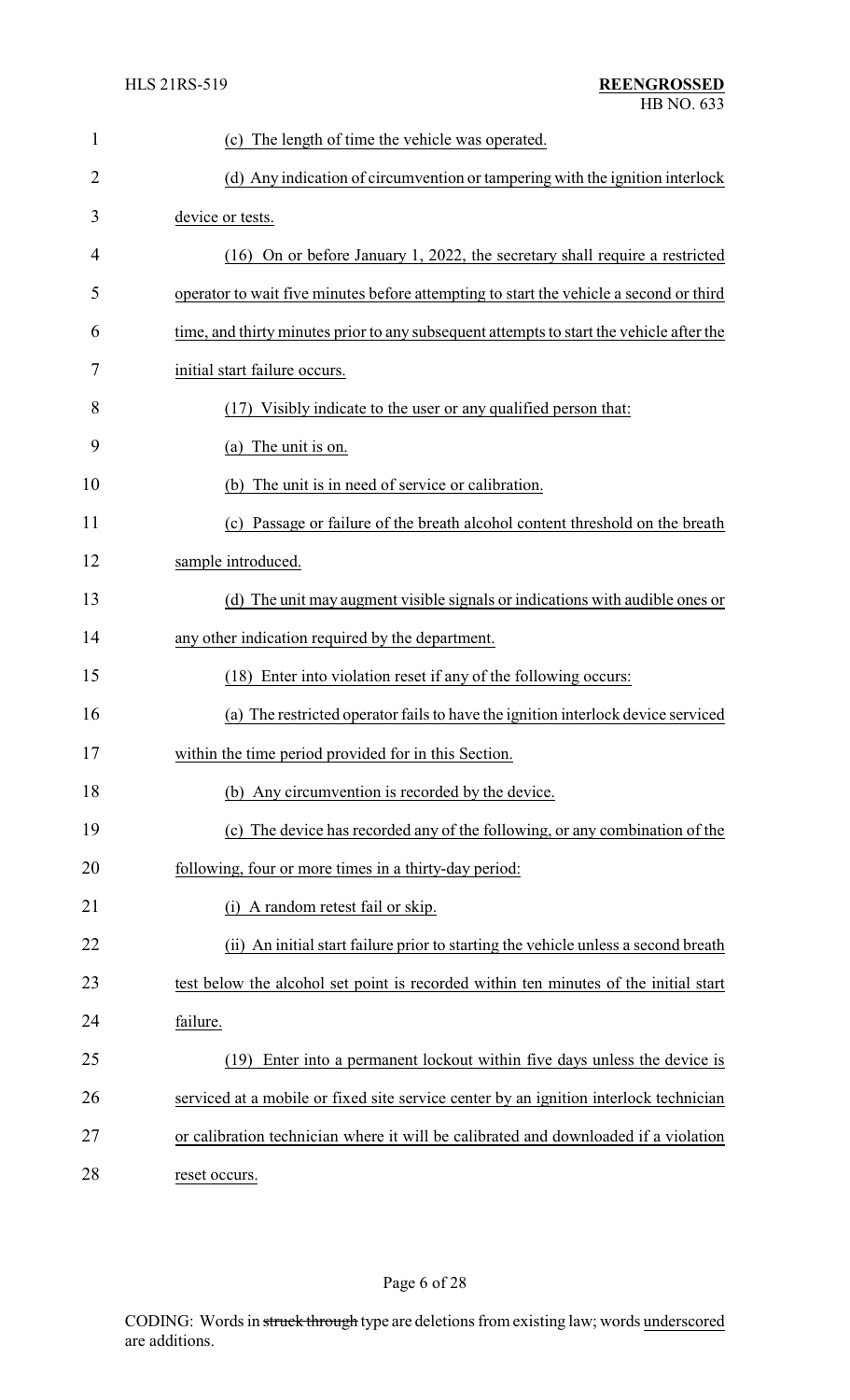(c) The length of time the vehicle was operated.

(d) Any indication of circumvention or tampering with the ignition interlock device or tests.

(16) On or before January 1, 2022, the secretary shall require a restricted operator to wait five minutes before attempting to start the vehicle a second or third time, and thirty minutes prior to any subsequent attempts to start the vehicle after the initial start failure occurs.

(17) Visibly indicate to the user or any qualified person that:

(a) The unit is on.

(b) The unit is in need of service or calibration.

(c) Passage or failure of the breath alcohol content threshold on the breath sample introduced.

(d) The unit may augment visible signals or indications with audible ones or any other indication required by the department.

(18) Enter into violation reset if any of the following occurs:

(a) The restricted operator fails to have the ignition interlock device serviced within the time period provided for in this Section.

(b) Any circumvention is recorded by the device.

(c) The device has recorded any of the following, or any combination of the following, four or more times in a thirty-day period:

(i) A random retest fail or skip.

(ii) An initial start failure prior to starting the vehicle unless a second breath test below the alcohol set point is recorded within ten minutes of the initial start failure.

(19) Enter into a permanent lockout within five days unless the device is serviced at a mobile or fixed site service center by an ignition interlock technician or calibration technician where it will be calibrated and downloaded if a violation reset occurs.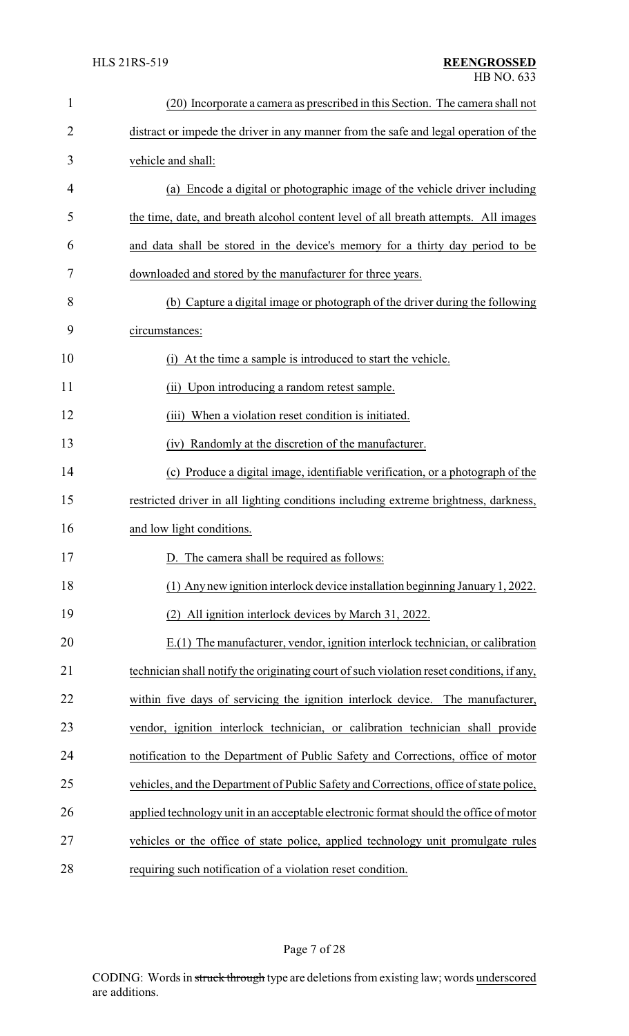(20) Incorporate a camera as prescribed in this Section. The camera shall not distract or impede the driver in any manner from the safe and legal operation of the vehicle and shall:

(a) Encode a digital or photographic image of the vehicle driver including the time, date, and breath alcohol content level of all breath attempts. All images and data shall be stored in the device's memory for a thirty day period to be downloaded and stored by the manufacturer for three years.

(b) Capture a digital image or photograph of the driver during the following circumstances:

(i) At the time a sample is introduced to start the vehicle.

(ii) Upon introducing a random retest sample.

(iii) When a violation reset condition is initiated.

(iv) Randomly at the discretion of the manufacturer.

(c) Produce a digital image, identifiable verification, or a photograph of the restricted driver in all lighting conditions including extreme brightness, darkness, and low light conditions.

D. The camera shall be required as follows:

(1) Any new ignition interlock device installation beginning January 1, 2022.

(2) All ignition interlock devices by March 31, 2022.

E.(1) The manufacturer, vendor, ignition interlock technician, or calibration technician shall notify the originating court of such violation reset conditions, if any, within five days of servicing the ignition interlock device. The manufacturer, vendor, ignition interlock technician, or calibration technician shall provide notification to the Department of Public Safety and Corrections, office of motor vehicles, and the Department of Public Safety and Corrections, office of state police, applied technology unit in an acceptable electronic format should the office of motor vehicles or the office of state police, applied technology unit promulgate rules requiring such notification of a violation reset condition.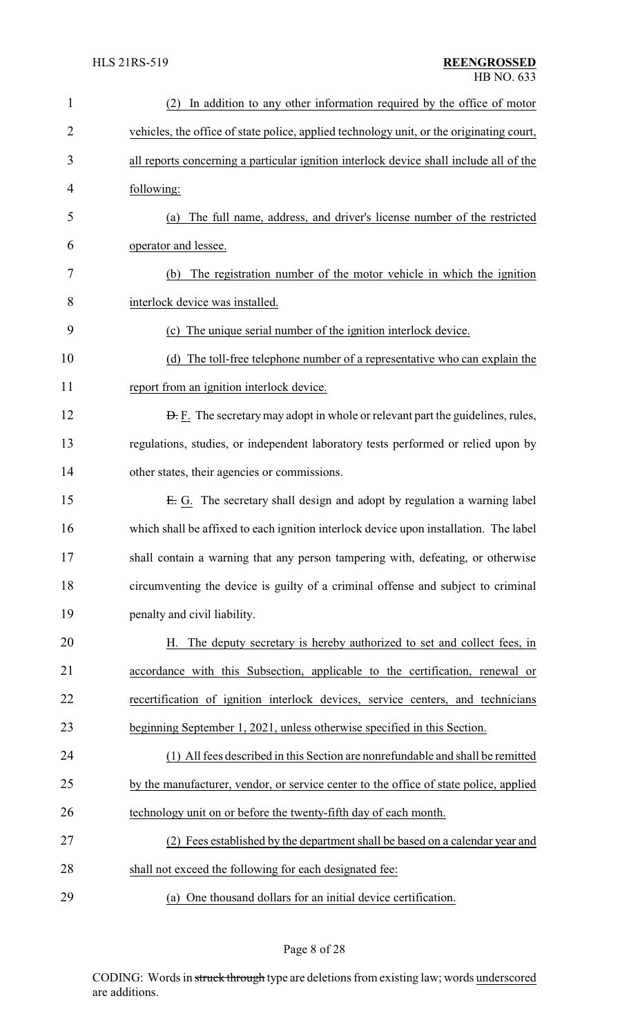(2) In addition to any other information required by the office of motor vehicles, the office of state police, applied technology unit, or the originating court, all reports concerning a particular ignition interlock device shall include all of the following:

(a) The full name, address, and driver's license number of the restricted operator and lessee.

(b) The registration number of the motor vehicle in which the ignition interlock device was installed.

(c) The unique serial number of the ignition interlock device.

(d) The toll-free telephone number of a representative who can explain the report from an ignition interlock device.

~~D.~~ F. The secretary may adopt in whole or relevant part the guidelines, rules, regulations, studies, or independent laboratory tests performed or relied upon by other states, their agencies or commissions.

~~E.~~ G. The secretary shall design and adopt by regulation a warning label which shall be affixed to each ignition interlock device upon installation. The label shall contain a warning that any person tampering with, defeating, or otherwise circumventing the device is guilty of a criminal offense and subject to criminal penalty and civil liability.

H. The deputy secretary is hereby authorized to set and collect fees, in accordance with this Subsection, applicable to the certification, renewal or recertification of ignition interlock devices, service centers, and technicians beginning September 1, 2021, unless otherwise specified in this Section.

(1) All fees described in this Section are nonrefundable and shall be remitted by the manufacturer, vendor, or service center to the office of state police, applied technology unit on or before the twenty-fifth day of each month.

(2) Fees established by the department shall be based on a calendar year and shall not exceed the following for each designated fee:

(a) One thousand dollars for an initial device certification.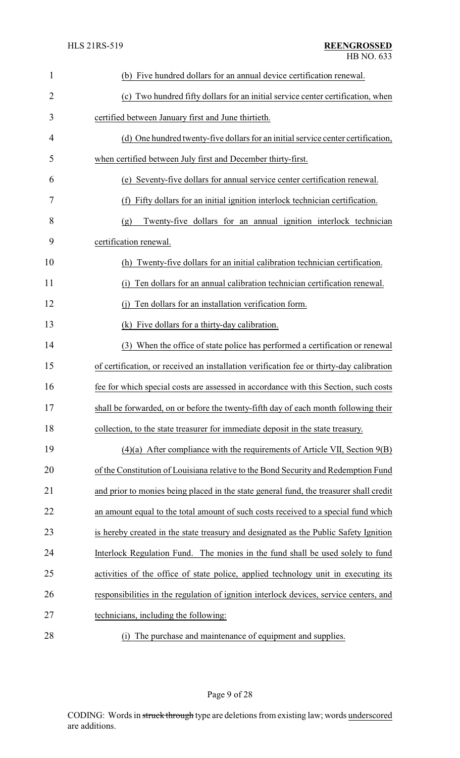(b) Five hundred dollars for an annual device certification renewal.

(c) Two hundred fifty dollars for an initial service center certification, when certified between January first and June thirtieth.

(d) One hundred twenty-five dollars for an initial service center certification, when certified between July first and December thirty-first.

(e) Seventy-five dollars for annual service center certification renewal.

(f) Fifty dollars for an initial ignition interlock technician certification.

(g) Twenty-five dollars for an annual ignition interlock technician certification renewal.

(h) Twenty-five dollars for an initial calibration technician certification.

(i) Ten dollars for an annual calibration technician certification renewal.

(j) Ten dollars for an installation verification form.

(k) Five dollars for a thirty-day calibration.

(3) When the office of state police has performed a certification or renewal of certification, or received an installation verification fee or thirty-day calibration fee for which special costs are assessed in accordance with this Section, such costs shall be forwarded, on or before the twenty-fifth day of each month following their collection, to the state treasurer for immediate deposit in the state treasury.

(4)(a) After compliance with the requirements of Article VII, Section 9(B) of the Constitution of Louisiana relative to the Bond Security and Redemption Fund and prior to monies being placed in the state general fund, the treasurer shall credit an amount equal to the total amount of such costs received to a special fund which is hereby created in the state treasury and designated as the Public Safety Ignition Interlock Regulation Fund. The monies in the fund shall be used solely to fund activities of the office of state police, applied technology unit in executing its responsibilities in the regulation of ignition interlock devices, service centers, and technicians, including the following:

(i) The purchase and maintenance of equipment and supplies.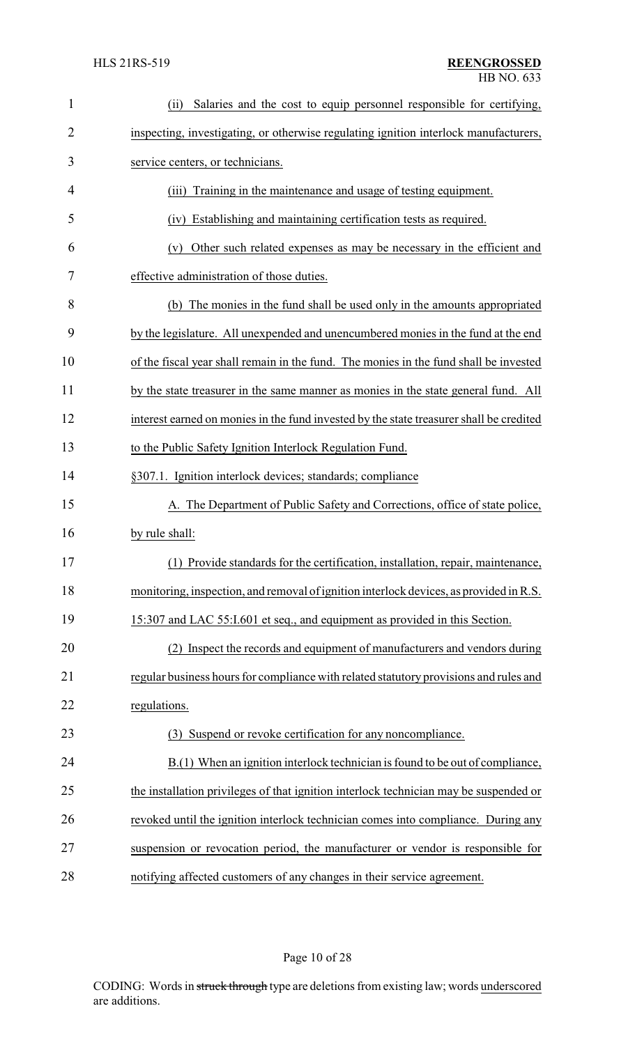(ii) Salaries and the cost to equip personnel responsible for certifying, inspecting, investigating, or otherwise regulating ignition interlock manufacturers, service centers, or technicians.

(iii) Training in the maintenance and usage of testing equipment.

(iv) Establishing and maintaining certification tests as required.

(v) Other such related expenses as may be necessary in the efficient and effective administration of those duties.

(b) The monies in the fund shall be used only in the amounts appropriated by the legislature. All unexpended and unencumbered monies in the fund at the end of the fiscal year shall remain in the fund. The monies in the fund shall be invested by the state treasurer in the same manner as monies in the state general fund. All interest earned on monies in the fund invested by the state treasurer shall be credited to the Public Safety Ignition Interlock Regulation Fund.

§307.1. Ignition interlock devices; standards; compliance

A. The Department of Public Safety and Corrections, office of state police, by rule shall:

(1) Provide standards for the certification, installation, repair, maintenance, monitoring, inspection, and removal of ignition interlock devices, as provided in R.S. 15:307 and LAC 55:I.601 et seq., and equipment as provided in this Section.

(2) Inspect the records and equipment of manufacturers and vendors during regular business hours for compliance with related statutory provisions and rules and regulations.

(3) Suspend or revoke certification for any noncompliance.

B.(1) When an ignition interlock technician is found to be out of compliance, the installation privileges of that ignition interlock technician may be suspended or revoked until the ignition interlock technician comes into compliance. During any suspension or revocation period, the manufacturer or vendor is responsible for notifying affected customers of any changes in their service agreement.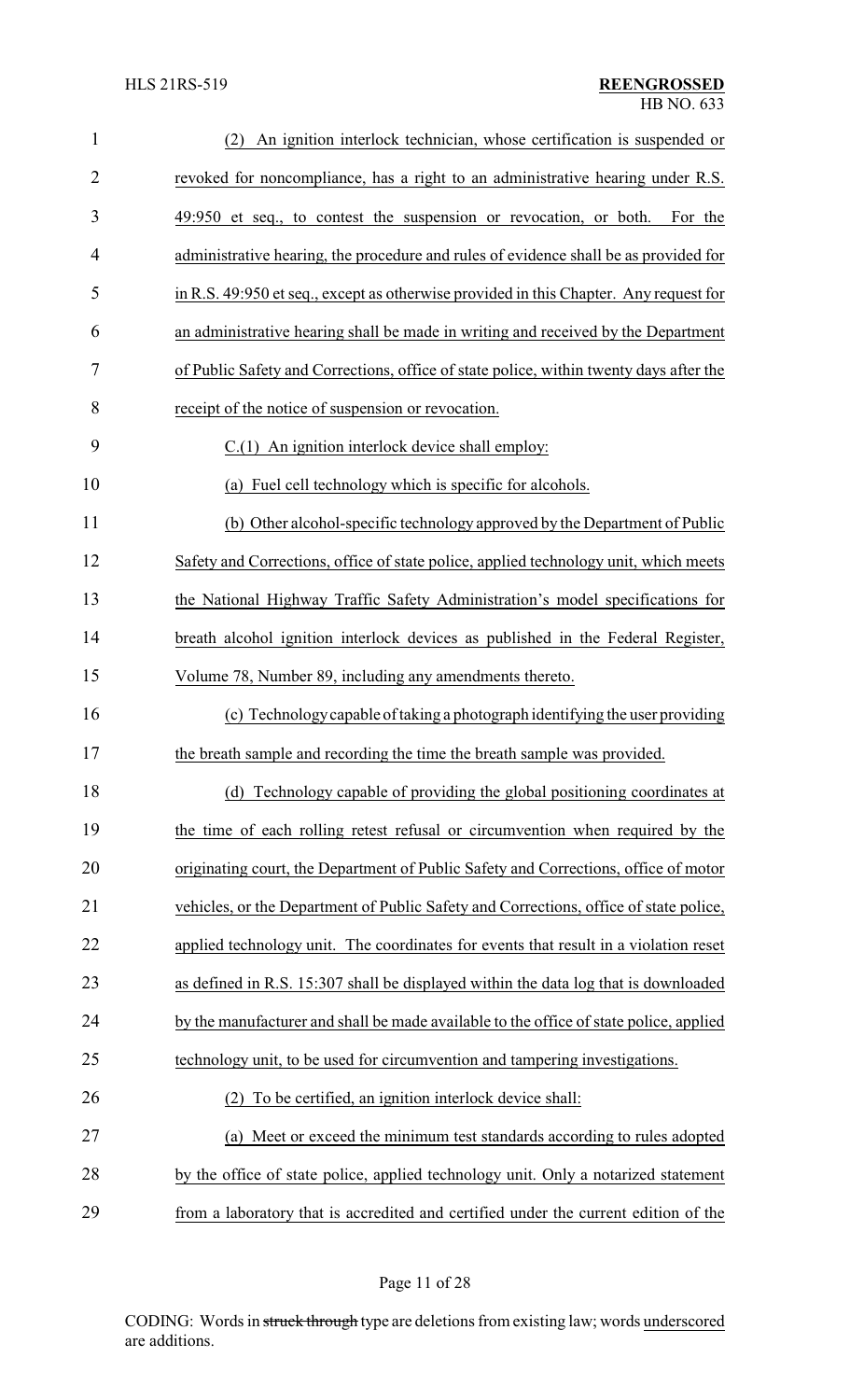(2) An ignition interlock technician, whose certification is suspended or revoked for noncompliance, has a right to an administrative hearing under R.S. 49:950 et seq., to contest the suspension or revocation, or both. For the administrative hearing, the procedure and rules of evidence shall be as provided for in R.S. 49:950 et seq., except as otherwise provided in this Chapter. Any request for an administrative hearing shall be made in writing and received by the Department of Public Safety and Corrections, office of state police, within twenty days after the receipt of the notice of suspension or revocation.

C.(1) An ignition interlock device shall employ:

(a) Fuel cell technology which is specific for alcohols.

(b) Other alcohol-specific technology approved by the Department of Public Safety and Corrections, office of state police, applied technology unit, which meets the National Highway Traffic Safety Administration's model specifications for breath alcohol ignition interlock devices as published in the Federal Register, Volume 78, Number 89, including any amendments thereto.

(c) Technology capable of taking a photograph identifying the user providing the breath sample and recording the time the breath sample was provided.

(d) Technology capable of providing the global positioning coordinates at the time of each rolling retest refusal or circumvention when required by the originating court, the Department of Public Safety and Corrections, office of motor vehicles, or the Department of Public Safety and Corrections, office of state police, applied technology unit. The coordinates for events that result in a violation reset as defined in R.S. 15:307 shall be displayed within the data log that is downloaded by the manufacturer and shall be made available to the office of state police, applied technology unit, to be used for circumvention and tampering investigations.

(2) To be certified, an ignition interlock device shall:

(a) Meet or exceed the minimum test standards according to rules adopted by the office of state police, applied technology unit. Only a notarized statement from a laboratory that is accredited and certified under the current edition of the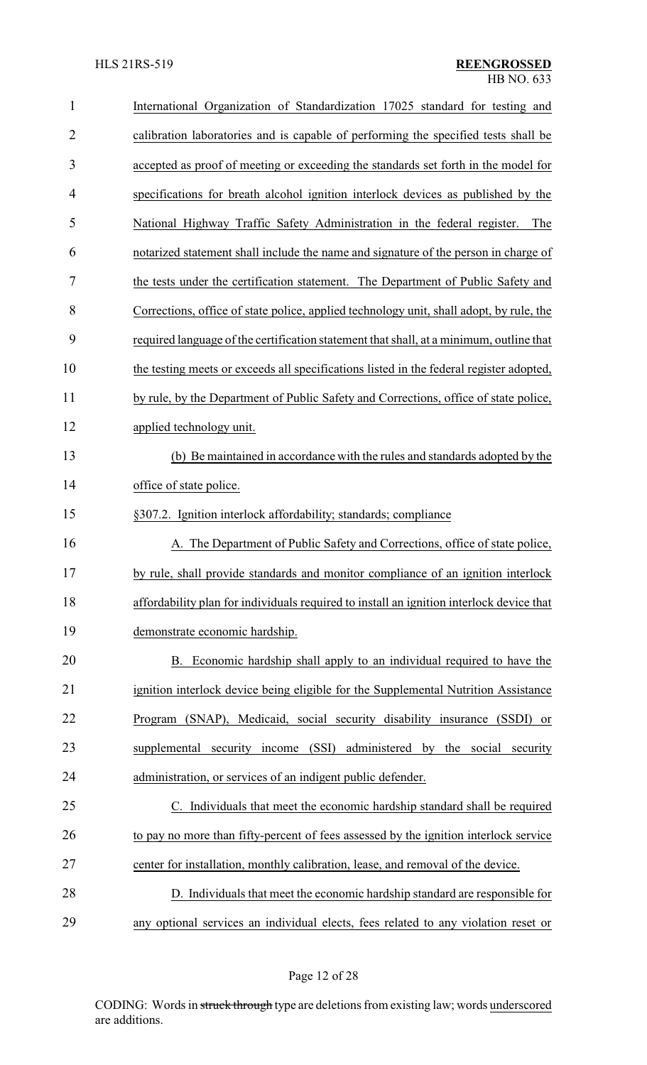International Organization of Standardization 17025 standard for testing and calibration laboratories and is capable of performing the specified tests shall be accepted as proof of meeting or exceeding the standards set forth in the model for specifications for breath alcohol ignition interlock devices as published by the National Highway Traffic Safety Administration in the federal register. The notarized statement shall include the name and signature of the person in charge of the tests under the certification statement. The Department of Public Safety and Corrections, office of state police, applied technology unit, shall adopt, by rule, the required language of the certification statement that shall, at a minimum, outline that the testing meets or exceeds all specifications listed in the federal register adopted, by rule, by the Department of Public Safety and Corrections, office of state police, applied technology unit.

(b) Be maintained in accordance with the rules and standards adopted by the office of state police.

§307.2. Ignition interlock affordability; standards; compliance

A. The Department of Public Safety and Corrections, office of state police, by rule, shall provide standards and monitor compliance of an ignition interlock affordability plan for individuals required to install an ignition interlock device that demonstrate economic hardship.

B. Economic hardship shall apply to an individual required to have the ignition interlock device being eligible for the Supplemental Nutrition Assistance Program (SNAP), Medicaid, social security disability insurance (SSDI) or supplemental security income (SSI) administered by the social security administration, or services of an indigent public defender.

C. Individuals that meet the economic hardship standard shall be required to pay no more than fifty-percent of fees assessed by the ignition interlock service center for installation, monthly calibration, lease, and removal of the device.

D. Individuals that meet the economic hardship standard are responsible for any optional services an individual elects, fees related to any violation reset or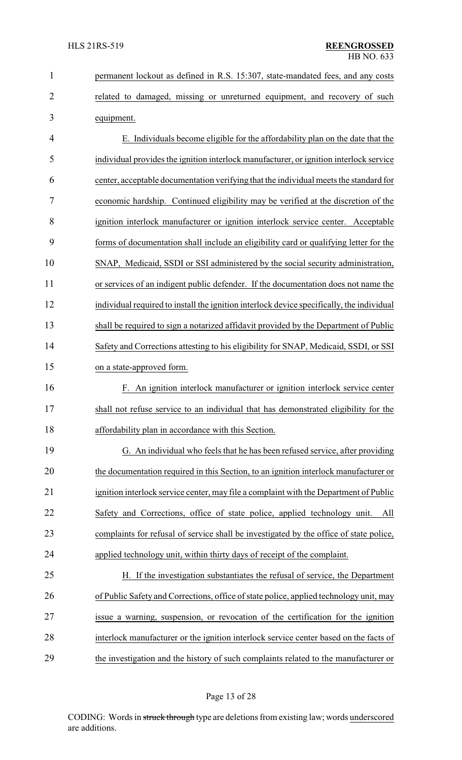permanent lockout as defined in R.S. 15:307, state-mandated fees, and any costs related to damaged, missing or unreturned equipment, and recovery of such equipment.

E. Individuals become eligible for the affordability plan on the date that the individual provides the ignition interlock manufacturer, or ignition interlock service center, acceptable documentation verifying that the individual meets the standard for economic hardship. Continued eligibility may be verified at the discretion of the ignition interlock manufacturer or ignition interlock service center. Acceptable forms of documentation shall include an eligibility card or qualifying letter for the SNAP, Medicaid, SSDI or SSI administered by the social security administration, or services of an indigent public defender. If the documentation does not name the individual required to install the ignition interlock device specifically, the individual shall be required to sign a notarized affidavit provided by the Department of Public Safety and Corrections attesting to his eligibility for SNAP, Medicaid, SSDI, or SSI on a state-approved form.

F. An ignition interlock manufacturer or ignition interlock service center shall not refuse service to an individual that has demonstrated eligibility for the affordability plan in accordance with this Section.

G. An individual who feels that he has been refused service, after providing the documentation required in this Section, to an ignition interlock manufacturer or ignition interlock service center, may file a complaint with the Department of Public Safety and Corrections, office of state police, applied technology unit. All complaints for refusal of service shall be investigated by the office of state police, applied technology unit, within thirty days of receipt of the complaint.

H. If the investigation substantiates the refusal of service, the Department of Public Safety and Corrections, office of state police, applied technology unit, may issue a warning, suspension, or revocation of the certification for the ignition interlock manufacturer or the ignition interlock service center based on the facts of the investigation and the history of such complaints related to the manufacturer or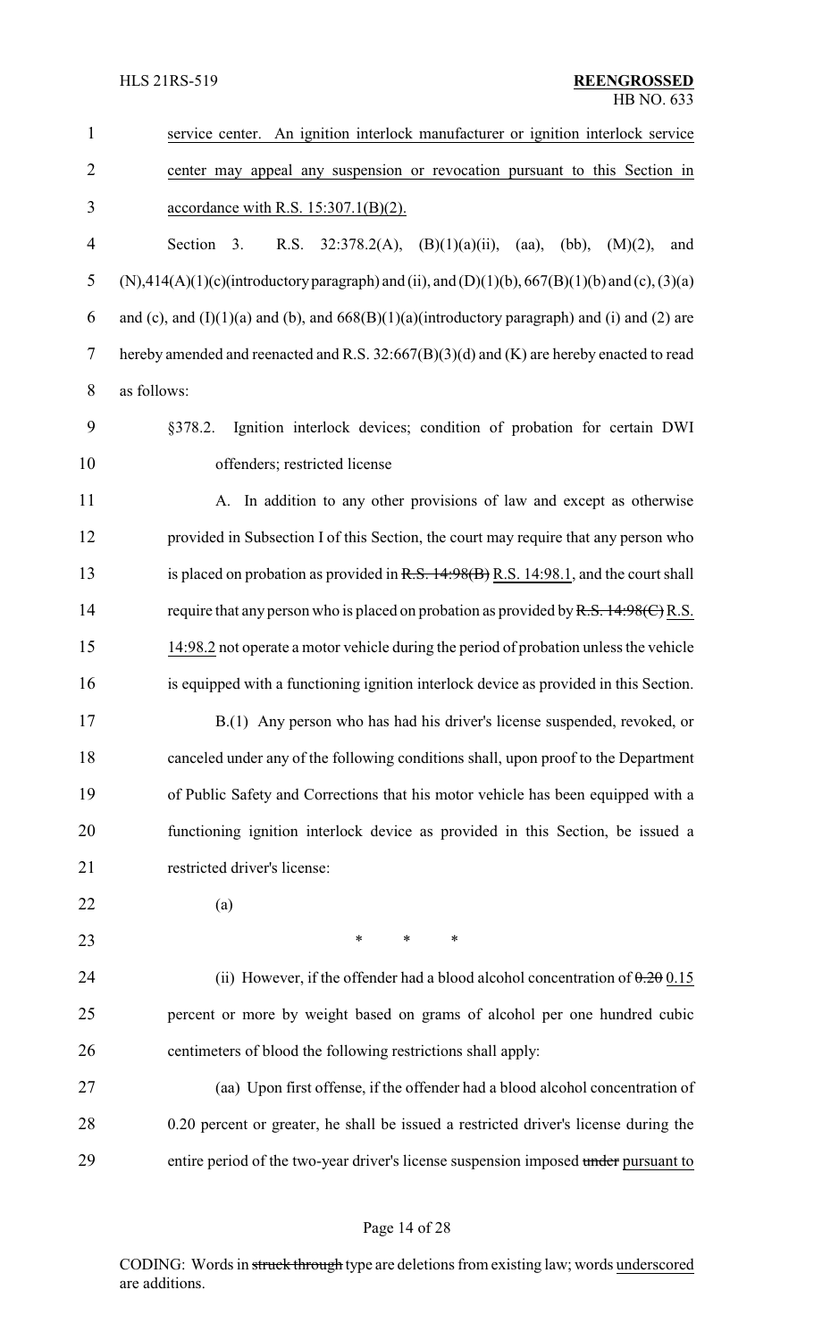service center. An ignition interlock manufacturer or ignition interlock service center may appeal any suspension or revocation pursuant to this Section in accordance with R.S. 15:307.1(B)(2).

Section 3. R.S. 32:378.2(A), (B)(1)(a)(ii), (aa), (bb), (M)(2), and (N),414(A)(1)(c)(introductory paragraph) and (ii), and (D)(1)(b), 667(B)(1)(b) and (c), (3)(a) and (c), and (I)(1)(a) and (b), and 668(B)(1)(a)(introductory paragraph) and (i) and (2) are hereby amended and reenacted and R.S. 32:667(B)(3)(d) and (K) are hereby enacted to read as follows:

§378.2. Ignition interlock devices; condition of probation for certain DWI offenders; restricted license

A. In addition to any other provisions of law and except as otherwise provided in Subsection I of this Section, the court may require that any person who is placed on probation as provided in ~~R.S. 14:98(B)~~ R.S. 14:98.1, and the court shall require that any person who is placed on probation as provided by ~~R.S. 14:98(C)~~ R.S. 14:98.2 not operate a motor vehicle during the period of probation unless the vehicle is equipped with a functioning ignition interlock device as provided in this Section.

B.(1) Any person who has had his driver's license suspended, revoked, or canceled under any of the following conditions shall, upon proof to the Department of Public Safety and Corrections that his motor vehicle has been equipped with a functioning ignition interlock device as provided in this Section, be issued a restricted driver's license:

(a)

\* \* \*

(ii) However, if the offender had a blood alcohol concentration of ~~0.20~~ 0.15 percent or more by weight based on grams of alcohol per one hundred cubic centimeters of blood the following restrictions shall apply:

(aa) Upon first offense, if the offender had a blood alcohol concentration of 0.20 percent or greater, he shall be issued a restricted driver's license during the entire period of the two-year driver's license suspension imposed ~~under~~ pursuant to

CODING: Words in ~~struck through~~ type are deletions from existing law; words underscored are additions.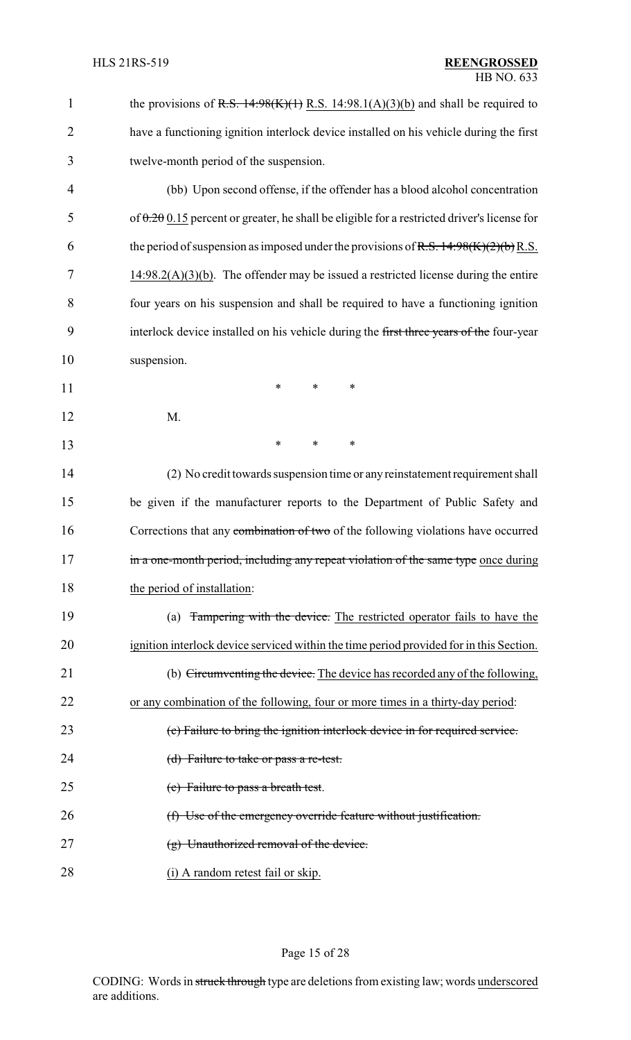the provisions of ~~R.S. 14:98(K)(1)~~ R.S. 14:98.1(A)(3)(b) and shall be required to have a functioning ignition interlock device installed on his vehicle during the first twelve-month period of the suspension.

(bb) Upon second offense, if the offender has a blood alcohol concentration of ~~0.20~~ 0.15 percent or greater, he shall be eligible for a restricted driver's license for the period of suspension as imposed under the provisions of ~~R.S. 14:98(K)(2)(b)~~ R.S. 14:98.2(A)(3)(b). The offender may be issued a restricted license during the entire four years on his suspension and shall be required to have a functioning ignition interlock device installed on his vehicle during the ~~first three years of the~~ four-year suspension.

\* \* \*

M.

\* \* \*

(2) No credit towards suspension time or any reinstatement requirement shall be given if the manufacturer reports to the Department of Public Safety and Corrections that any ~~combination of two~~ of the following violations have occurred ~~in a one-month period, including any repeat violation of the same type~~ once during the period of installation:

(a) ~~Tampering with the device.~~ The restricted operator fails to have the ignition interlock device serviced within the time period provided for in this Section.

(b) ~~Circumventing the device.~~ The device has recorded any of the following, or any combination of the following, four or more times in a thirty-day period:

~~(c) Failure to bring the ignition interlock device in for required service.~~

~~(d) Failure to take or pass a re-test.~~

~~(e) Failure to pass a breath test.~~

~~(f) Use of the emergency override feature without justification.~~

~~(g) Unauthorized removal of the device.~~

(i) A random retest fail or skip.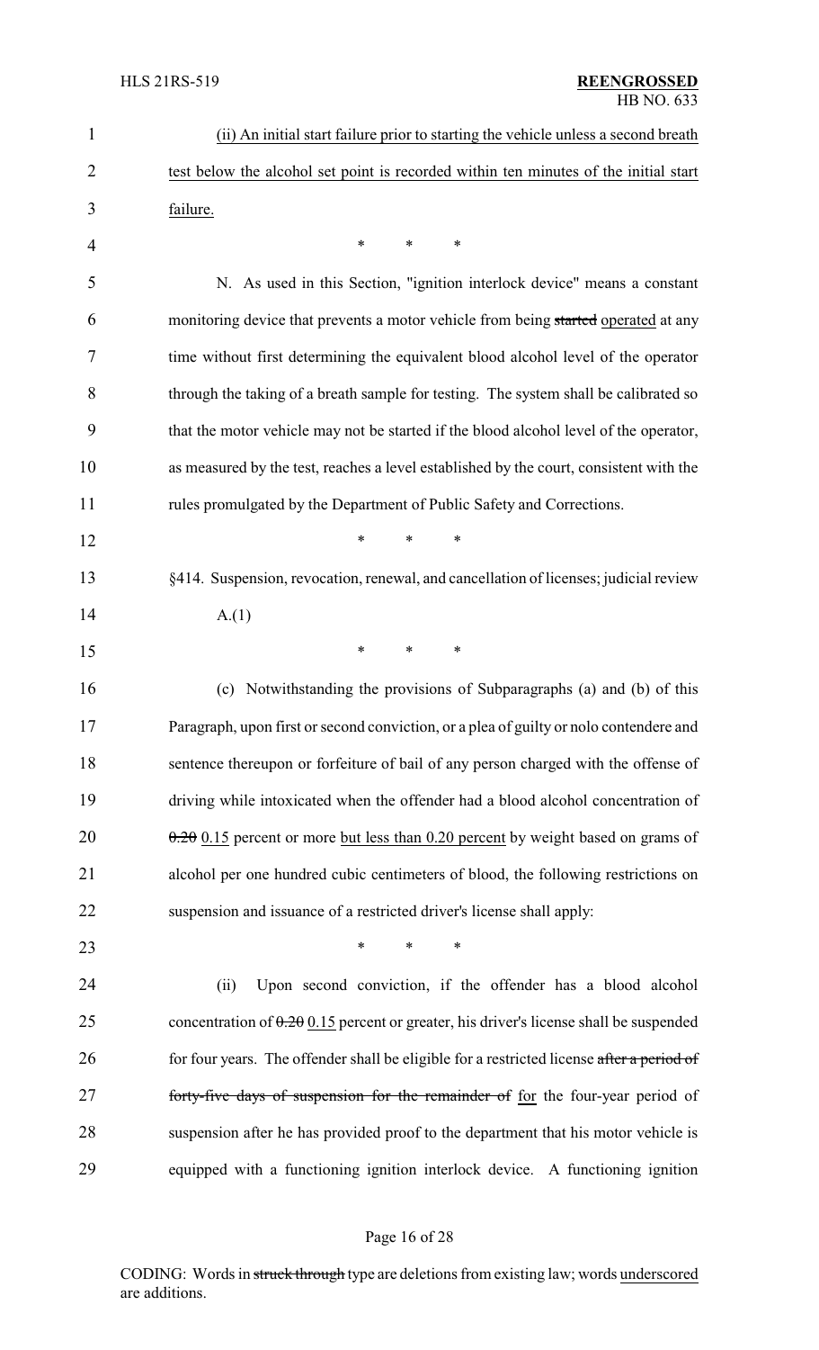(ii) An initial start failure prior to starting the vehicle unless a second breath test below the alcohol set point is recorded within ten minutes of the initial start failure.

\* \* \*

N. As used in this Section, "ignition interlock device" means a constant monitoring device that prevents a motor vehicle from being ~~started~~ operated at any time without first determining the equivalent blood alcohol level of the operator through the taking of a breath sample for testing. The system shall be calibrated so that the motor vehicle may not be started if the blood alcohol level of the operator, as measured by the test, reaches a level established by the court, consistent with the rules promulgated by the Department of Public Safety and Corrections.

\* \* \*

§414. Suspension, revocation, renewal, and cancellation of licenses; judicial review

A.(1)

\* \* \*

(c) Notwithstanding the provisions of Subparagraphs (a) and (b) of this Paragraph, upon first or second conviction, or a plea of guilty or nolo contendere and sentence thereupon or forfeiture of bail of any person charged with the offense of driving while intoxicated when the offender had a blood alcohol concentration of ~~0.20~~ 0.15 percent or more but less than 0.20 percent by weight based on grams of alcohol per one hundred cubic centimeters of blood, the following restrictions on suspension and issuance of a restricted driver's license shall apply:

\* \* \*

(ii) Upon second conviction, if the offender has a blood alcohol concentration of ~~0.20~~ 0.15 percent or greater, his driver's license shall be suspended for four years. The offender shall be eligible for a restricted license ~~after a period of forty-five days of suspension for the remainder of~~ for the four-year period of suspension after he has provided proof to the department that his motor vehicle is equipped with a functioning ignition interlock device. A functioning ignition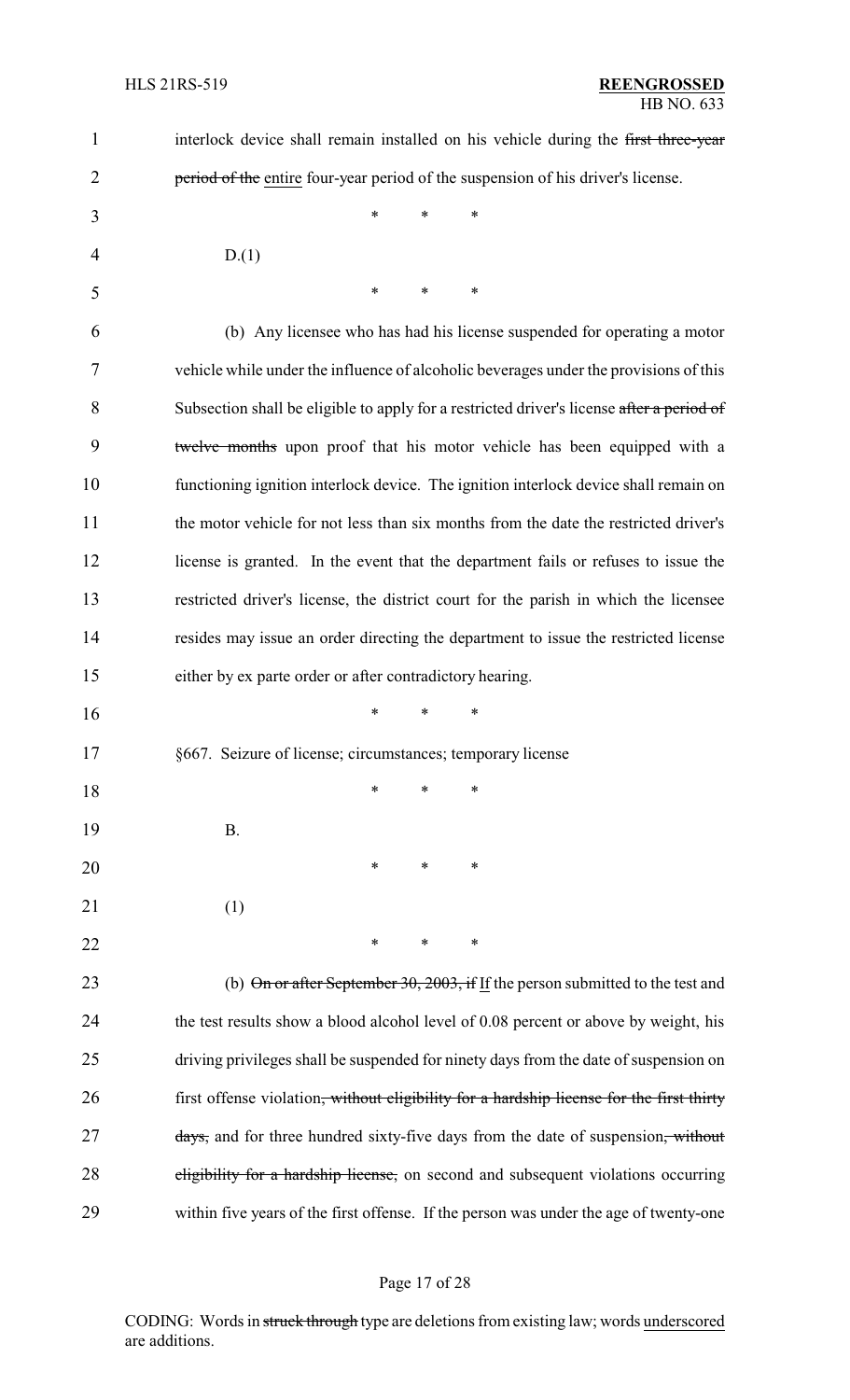interlock device shall remain installed on his vehicle during the ~~first three-year period of the~~ <u>entire</u> four-year period of the suspension of his driver's license.

\* \* \*

D.(1)

\* \* \*

(b) Any licensee who has had his license suspended for operating a motor vehicle while under the influence of alcoholic beverages under the provisions of this Subsection shall be eligible to apply for a restricted driver's license ~~after a period of twelve months~~ upon proof that his motor vehicle has been equipped with a functioning ignition interlock device. The ignition interlock device shall remain on the motor vehicle for not less than six months from the date the restricted driver's license is granted. In the event that the department fails or refuses to issue the restricted driver's license, the district court for the parish in which the licensee resides may issue an order directing the department to issue the restricted license either by ex parte order or after contradictory hearing.

\* \* \*

§667. Seizure of license; circumstances; temporary license

\* \* \*

B.

\* \* \*

(1)

\* \* \*

(b) ~~On or after September 30, 2003, if~~ <u>If</u> the person submitted to the test and the test results show a blood alcohol level of 0.08 percent or above by weight, his driving privileges shall be suspended for ninety days from the date of suspension on first offense violation~~, without eligibility for a hardship license for the first thirty days,~~ and for three hundred sixty-five days from the date of suspension~~, without eligibility for a hardship license,~~ on second and subsequent violations occurring within five years of the first offense. If the person was under the age of twenty-one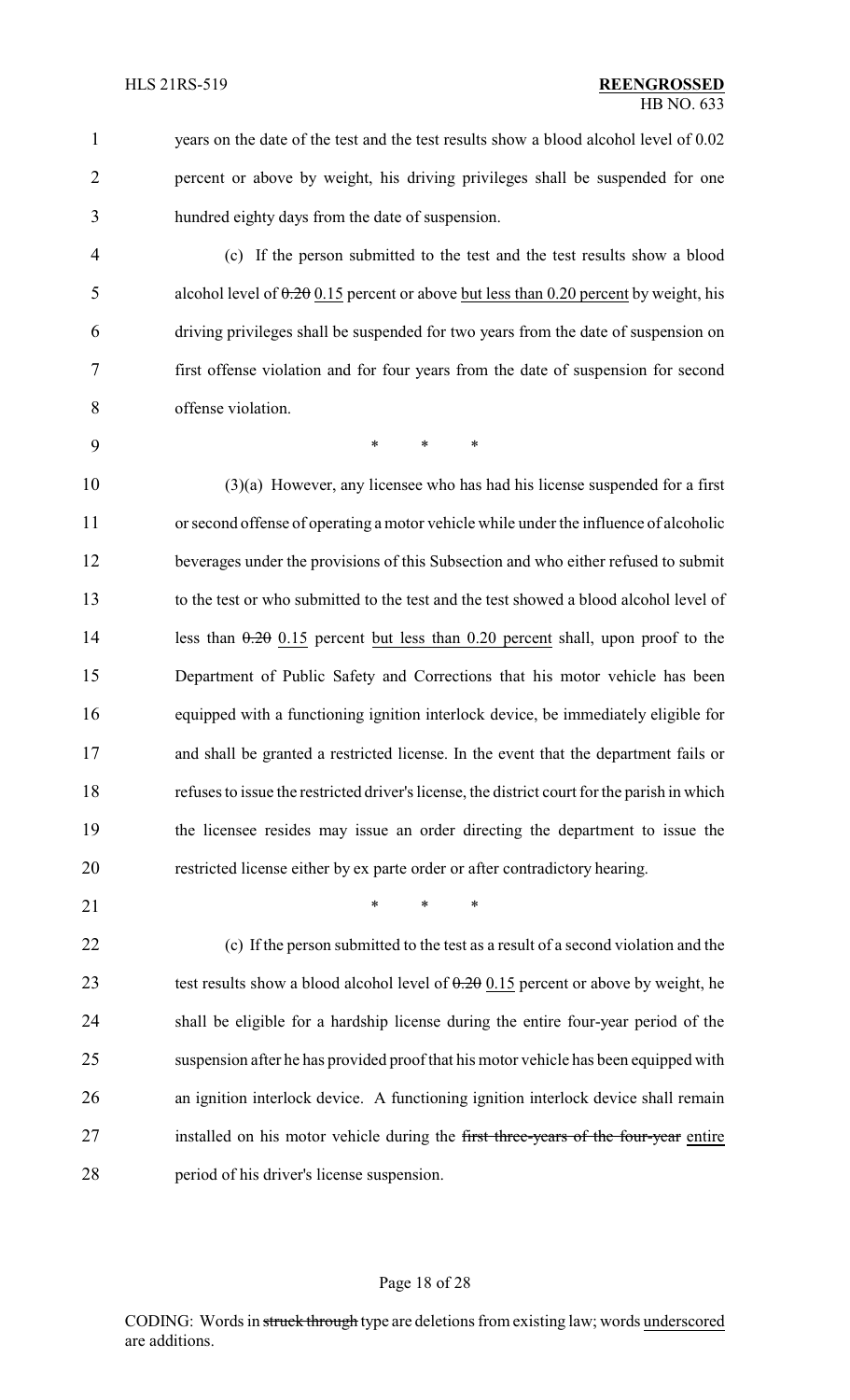years on the date of the test and the test results show a blood alcohol level of 0.02 percent or above by weight, his driving privileges shall be suspended for one hundred eighty days from the date of suspension.

(c) If the person submitted to the test and the test results show a blood alcohol level of ~~0.20~~ 0.15 percent or above but less than 0.20 percent by weight, his driving privileges shall be suspended for two years from the date of suspension on first offense violation and for four years from the date of suspension for second offense violation.

\* \* \*

(3)(a) However, any licensee who has had his license suspended for a first or second offense of operating a motor vehicle while under the influence of alcoholic beverages under the provisions of this Subsection and who either refused to submit to the test or who submitted to the test and the test showed a blood alcohol level of less than ~~0.20~~ 0.15 percent but less than 0.20 percent shall, upon proof to the Department of Public Safety and Corrections that his motor vehicle has been equipped with a functioning ignition interlock device, be immediately eligible for and shall be granted a restricted license. In the event that the department fails or refuses to issue the restricted driver's license, the district court for the parish in which the licensee resides may issue an order directing the department to issue the restricted license either by ex parte order or after contradictory hearing.

\* \* \*

(c) If the person submitted to the test as a result of a second violation and the test results show a blood alcohol level of ~~0.20~~ 0.15 percent or above by weight, he shall be eligible for a hardship license during the entire four-year period of the suspension after he has provided proof that his motor vehicle has been equipped with an ignition interlock device. A functioning ignition interlock device shall remain installed on his motor vehicle during the ~~first three-years of the four-year~~ entire period of his driver's license suspension.

CODING: Words in ~~struck through~~ type are deletions from existing law; words underscored are additions.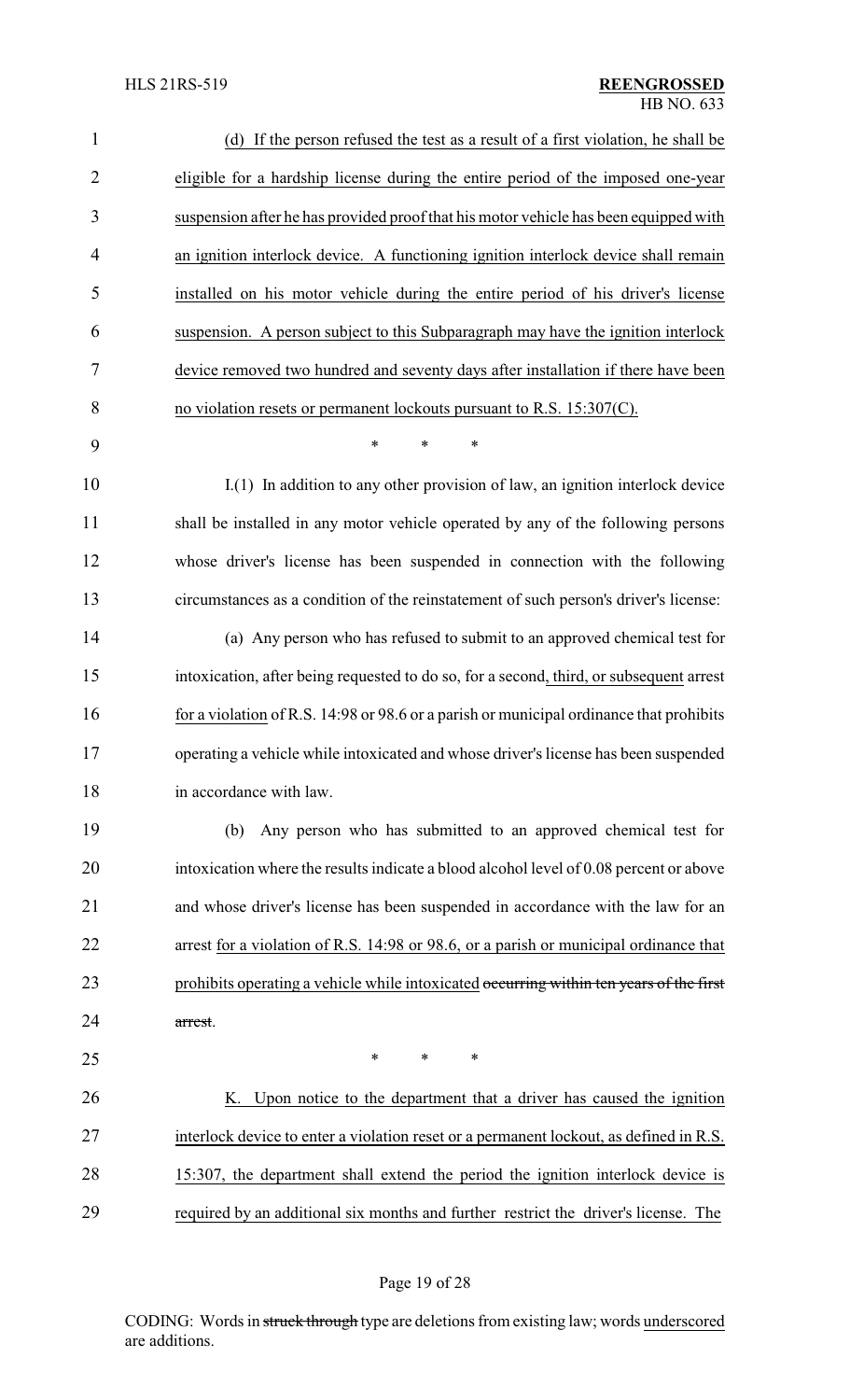(d) If the person refused the test as a result of a first violation, he shall be eligible for a hardship license during the entire period of the imposed one-year suspension after he has provided proof that his motor vehicle has been equipped with an ignition interlock device. A functioning ignition interlock device shall remain installed on his motor vehicle during the entire period of his driver's license suspension. A person subject to this Subparagraph may have the ignition interlock device removed two hundred and seventy days after installation if there have been no violation resets or permanent lockouts pursuant to R.S. 15:307(C).

\* \* \*

I.(1) In addition to any other provision of law, an ignition interlock device shall be installed in any motor vehicle operated by any of the following persons whose driver's license has been suspended in connection with the following circumstances as a condition of the reinstatement of such person's driver's license:

(a) Any person who has refused to submit to an approved chemical test for intoxication, after being requested to do so, for a second, third, or subsequent arrest for a violation of R.S. 14:98 or 98.6 or a parish or municipal ordinance that prohibits operating a vehicle while intoxicated and whose driver's license has been suspended in accordance with law.

(b) Any person who has submitted to an approved chemical test for intoxication where the results indicate a blood alcohol level of 0.08 percent or above and whose driver's license has been suspended in accordance with the law for an arrest for a violation of R.S. 14:98 or 98.6, or a parish or municipal ordinance that prohibits operating a vehicle while intoxicated ~~occurring within ten years of the first arrest~~.

\* \* \*

K. Upon notice to the department that a driver has caused the ignition interlock device to enter a violation reset or a permanent lockout, as defined in R.S. 15:307, the department shall extend the period the ignition interlock device is required by an additional six months and further restrict the driver's license. The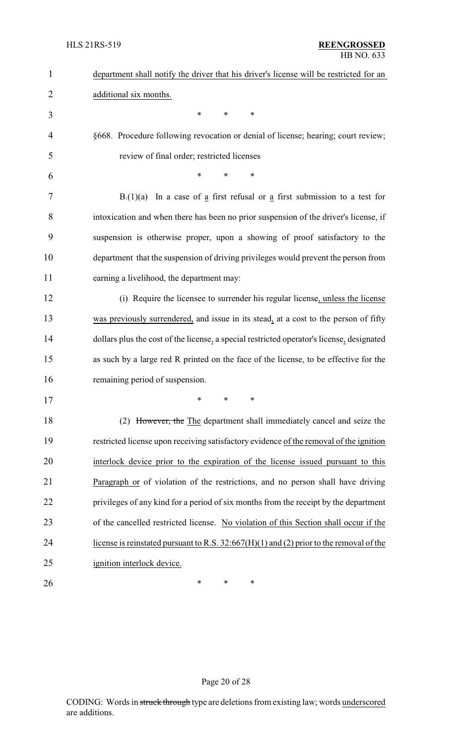department shall notify the driver that his driver's license will be restricted for an additional six months.

\* \* \*

§668. Procedure following revocation or denial of license; hearing; court review; review of final order; restricted licenses

\* \* \*

B.(1)(a) In a case of a first refusal or a first submission to a test for intoxication and when there has been no prior suspension of the driver's license, if suspension is otherwise proper, upon a showing of proof satisfactory to the department that the suspension of driving privileges would prevent the person from earning a livelihood, the department may:

(i) Require the licensee to surrender his regular license, unless the license was previously surrendered, and issue in its stead, at a cost to the person of fifty dollars plus the cost of the license, a special restricted operator's license, designated as such by a large red R printed on the face of the license, to be effective for the remaining period of suspension.

\* \* \*

(2) ~~However, the~~ The department shall immediately cancel and seize the restricted license upon receiving satisfactory evidence of the removal of the ignition interlock device prior to the expiration of the license issued pursuant to this Paragraph or of violation of the restrictions, and no person shall have driving privileges of any kind for a period of six months from the receipt by the department of the cancelled restricted license. No violation of this Section shall occur if the license is reinstated pursuant to R.S. 32:667(H)(1) and (2) prior to the removal of the ignition interlock device.

\* \* \*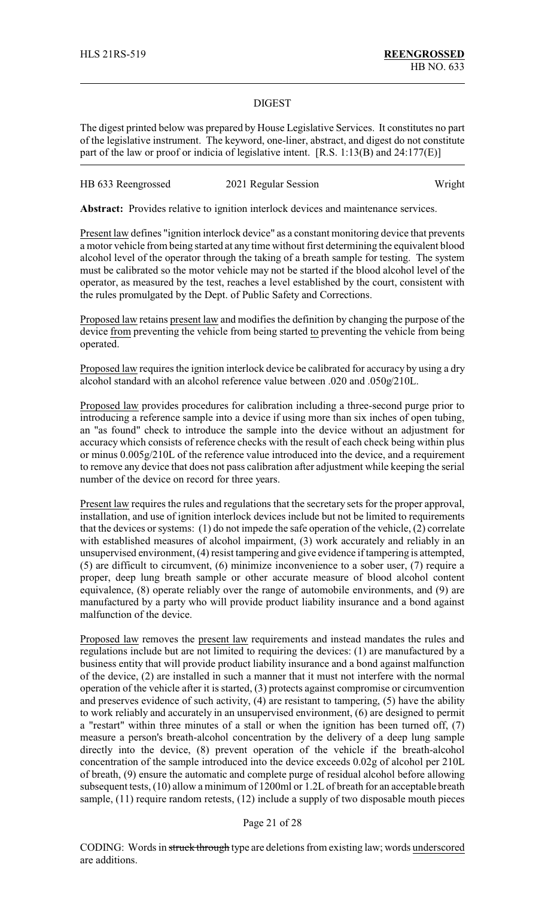## DIGEST

The digest printed below was prepared by House Legislative Services. It constitutes no part of the legislative instrument. The keyword, one-liner, abstract, and digest do not constitute part of the law or proof or indicia of legislative intent. [R.S. 1:13(B) and 24:177(E)]

| HB 633 Reengrossed | 2021 Regular Session | Wright |
|---|---|---|

**Abstract:** Provides relative to ignition interlock devices and maintenance services.

Present law defines "ignition interlock device" as a constant monitoring device that prevents a motor vehicle from being started at any time without first determining the equivalent blood alcohol level of the operator through the taking of a breath sample for testing. The system must be calibrated so the motor vehicle may not be started if the blood alcohol level of the operator, as measured by the test, reaches a level established by the court, consistent with the rules promulgated by the Dept. of Public Safety and Corrections.

Proposed law retains present law and modifies the definition by changing the purpose of the device from preventing the vehicle from being started to preventing the vehicle from being operated.

Proposed law requires the ignition interlock device be calibrated for accuracy by using a dry alcohol standard with an alcohol reference value between .020 and .050g/210L.

Proposed law provides procedures for calibration including a three-second purge prior to introducing a reference sample into a device if using more than six inches of open tubing, an "as found" check to introduce the sample into the device without an adjustment for accuracy which consists of reference checks with the result of each check being within plus or minus 0.005g/210L of the reference value introduced into the device, and a requirement to remove any device that does not pass calibration after adjustment while keeping the serial number of the device on record for three years.

Present law requires the rules and regulations that the secretary sets for the proper approval, installation, and use of ignition interlock devices include but not be limited to requirements that the devices or systems: (1) do not impede the safe operation of the vehicle, (2) correlate with established measures of alcohol impairment, (3) work accurately and reliably in an unsupervised environment, (4) resist tampering and give evidence if tampering is attempted, (5) are difficult to circumvent, (6) minimize inconvenience to a sober user, (7) require a proper, deep lung breath sample or other accurate measure of blood alcohol content equivalence, (8) operate reliably over the range of automobile environments, and (9) are manufactured by a party who will provide product liability insurance and a bond against malfunction of the device.

Proposed law removes the present law requirements and instead mandates the rules and regulations include but are not limited to requiring the devices: (1) are manufactured by a business entity that will provide product liability insurance and a bond against malfunction of the device, (2) are installed in such a manner that it must not interfere with the normal operation of the vehicle after it is started, (3) protects against compromise or circumvention and preserves evidence of such activity, (4) are resistant to tampering, (5) have the ability to work reliably and accurately in an unsupervised environment, (6) are designed to permit a "restart" within three minutes of a stall or when the ignition has been turned off, (7) measure a person's breath-alcohol concentration by the delivery of a deep lung sample directly into the device, (8) prevent operation of the vehicle if the breath-alcohol concentration of the sample introduced into the device exceeds 0.02g of alcohol per 210L of breath, (9) ensure the automatic and complete purge of residual alcohol before allowing subsequent tests, (10) allow a minimum of 1200ml or 1.2L of breath for an acceptable breath sample, (11) require random retests, (12) include a supply of two disposable mouth pieces

CODING: Words in ~~struck through~~ type are deletions from existing law; words underscored are additions.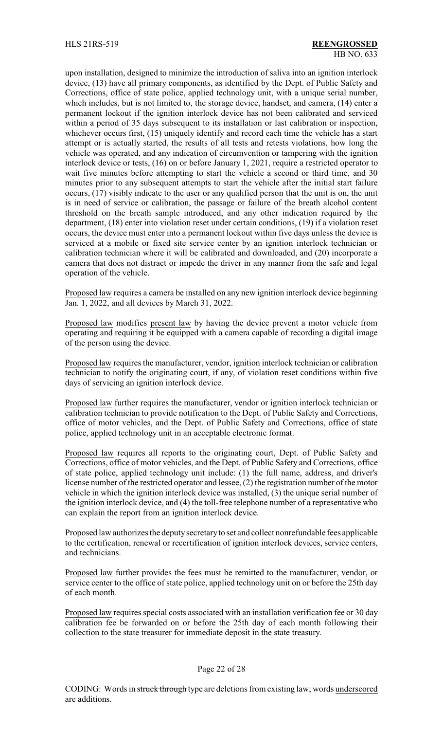upon installation, designed to minimize the introduction of saliva into an ignition interlock device, (13) have all primary components, as identified by the Dept. of Public Safety and Corrections, office of state police, applied technology unit, with a unique serial number, which includes, but is not limited to, the storage device, handset, and camera, (14) enter a permanent lockout if the ignition interlock device has not been calibrated and serviced within a period of 35 days subsequent to its installation or last calibration or inspection, whichever occurs first, (15) uniquely identify and record each time the vehicle has a start attempt or is actually started, the results of all tests and retests violations, how long the vehicle was operated, and any indication of circumvention or tampering with the ignition interlock device or tests, (16) on or before January 1, 2021, require a restricted operator to wait five minutes before attempting to start the vehicle a second or third time, and 30 minutes prior to any subsequent attempts to start the vehicle after the initial start failure occurs, (17) visibly indicate to the user or any qualified person that the unit is on, the unit is in need of service or calibration, the passage or failure of the breath alcohol content threshold on the breath sample introduced, and any other indication required by the department, (18) enter into violation reset under certain conditions, (19) if a violation reset occurs, the device must enter into a permanent lockout within five days unless the device is serviced at a mobile or fixed site service center by an ignition interlock technician or calibration technician where it will be calibrated and downloaded, and (20) incorporate a camera that does not distract or impede the driver in any manner from the safe and legal operation of the vehicle.

Proposed law requires a camera be installed on any new ignition interlock device beginning Jan. 1, 2022, and all devices by March 31, 2022.

Proposed law modifies present law by having the device prevent a motor vehicle from operating and requiring it be equipped with a camera capable of recording a digital image of the person using the device.

Proposed law requires the manufacturer, vendor, ignition interlock technician or calibration technician to notify the originating court, if any, of violation reset conditions within five days of servicing an ignition interlock device.

Proposed law further requires the manufacturer, vendor or ignition interlock technician or calibration technician to provide notification to the Dept. of Public Safety and Corrections, office of motor vehicles, and the Dept. of Public Safety and Corrections, office of state police, applied technology unit in an acceptable electronic format.

Proposed law requires all reports to the originating court, Dept. of Public Safety and Corrections, office of motor vehicles, and the Dept. of Public Safety and Corrections, office of state police, applied technology unit include: (1) the full name, address, and driver's license number of the restricted operator and lessee, (2) the registration number of the motor vehicle in which the ignition interlock device was installed, (3) the unique serial number of the ignition interlock device, and (4) the toll-free telephone number of a representative who can explain the report from an ignition interlock device.

Proposed law authorizes the deputy secretary to set and collect nonrefundable fees applicable to the certification, renewal or recertification of ignition interlock devices, service centers, and technicians.

Proposed law further provides the fees must be remitted to the manufacturer, vendor, or service center to the office of state police, applied technology unit on or before the 25th day of each month.

Proposed law requires special costs associated with an installation verification fee or 30 day calibration fee be forwarded on or before the 25th day of each month following their collection to the state treasurer for immediate deposit in the state treasury.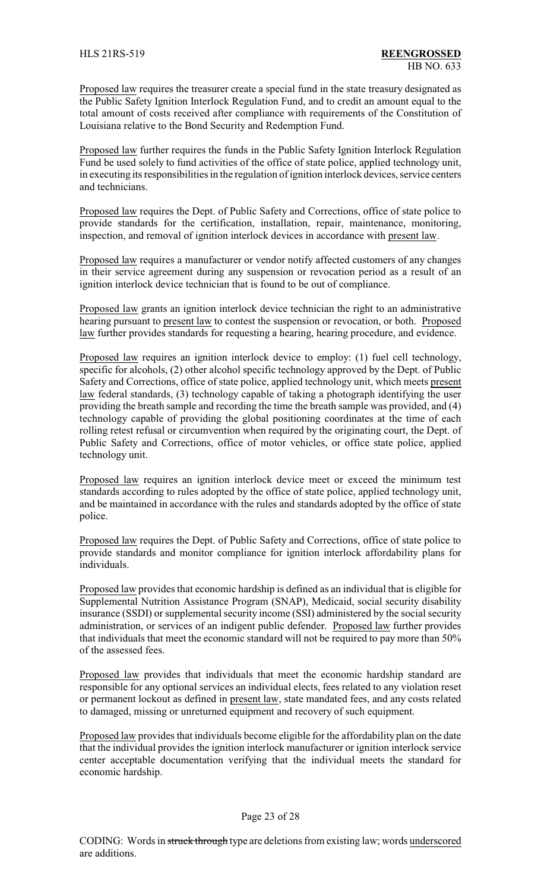Proposed law requires the treasurer create a special fund in the state treasury designated as the Public Safety Ignition Interlock Regulation Fund, and to credit an amount equal to the total amount of costs received after compliance with requirements of the Constitution of Louisiana relative to the Bond Security and Redemption Fund.

Proposed law further requires the funds in the Public Safety Ignition Interlock Regulation Fund be used solely to fund activities of the office of state police, applied technology unit, in executing its responsibilities in the regulation of ignition interlock devices, service centers and technicians.

Proposed law requires the Dept. of Public Safety and Corrections, office of state police to provide standards for the certification, installation, repair, maintenance, monitoring, inspection, and removal of ignition interlock devices in accordance with present law.

Proposed law requires a manufacturer or vendor notify affected customers of any changes in their service agreement during any suspension or revocation period as a result of an ignition interlock device technician that is found to be out of compliance.

Proposed law grants an ignition interlock device technician the right to an administrative hearing pursuant to present law to contest the suspension or revocation, or both. Proposed law further provides standards for requesting a hearing, hearing procedure, and evidence.

Proposed law requires an ignition interlock device to employ: (1) fuel cell technology, specific for alcohols, (2) other alcohol specific technology approved by the Dept. of Public Safety and Corrections, office of state police, applied technology unit, which meets present law federal standards, (3) technology capable of taking a photograph identifying the user providing the breath sample and recording the time the breath sample was provided, and (4) technology capable of providing the global positioning coordinates at the time of each rolling retest refusal or circumvention when required by the originating court, the Dept. of Public Safety and Corrections, office of motor vehicles, or office state police, applied technology unit.

Proposed law requires an ignition interlock device meet or exceed the minimum test standards according to rules adopted by the office of state police, applied technology unit, and be maintained in accordance with the rules and standards adopted by the office of state police.

Proposed law requires the Dept. of Public Safety and Corrections, office of state police to provide standards and monitor compliance for ignition interlock affordability plans for individuals.

Proposed law provides that economic hardship is defined as an individual that is eligible for Supplemental Nutrition Assistance Program (SNAP), Medicaid, social security disability insurance (SSDI) or supplemental security income (SSI) administered by the social security administration, or services of an indigent public defender. Proposed law further provides that individuals that meet the economic standard will not be required to pay more than 50% of the assessed fees.

Proposed law provides that individuals that meet the economic hardship standard are responsible for any optional services an individual elects, fees related to any violation reset or permanent lockout as defined in present law, state mandated fees, and any costs related to damaged, missing or unreturned equipment and recovery of such equipment.

Proposed law provides that individuals become eligible for the affordability plan on the date that the individual provides the ignition interlock manufacturer or ignition interlock service center acceptable documentation verifying that the individual meets the standard for economic hardship.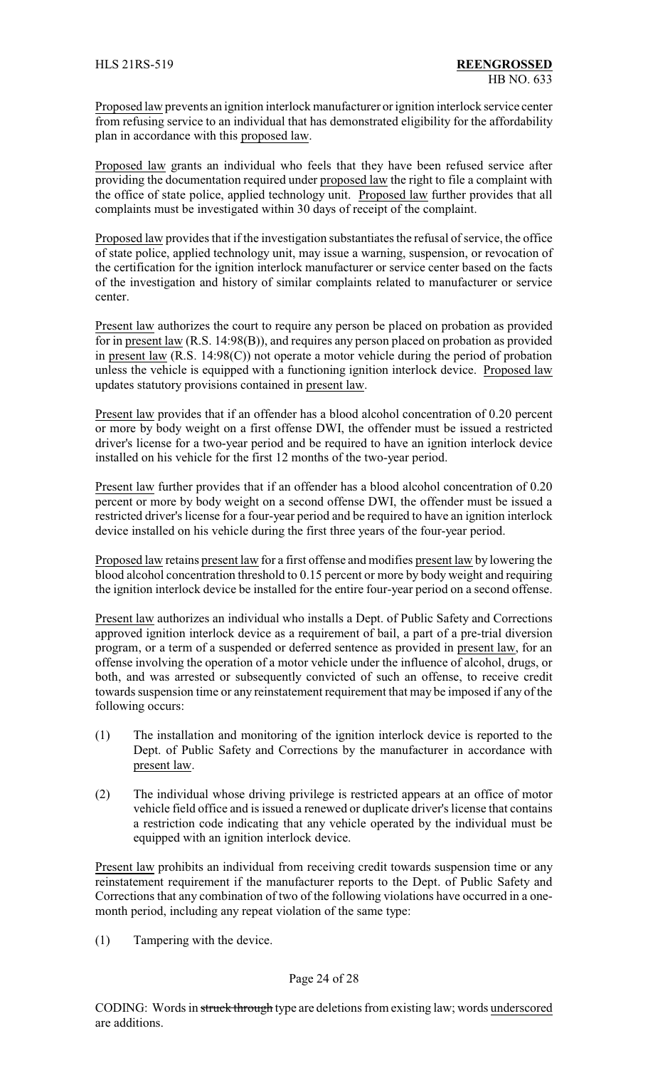Proposed law prevents an ignition interlock manufacturer or ignition interlock service center from refusing service to an individual that has demonstrated eligibility for the affordability plan in accordance with this proposed law.

Proposed law grants an individual who feels that they have been refused service after providing the documentation required under proposed law the right to file a complaint with the office of state police, applied technology unit. Proposed law further provides that all complaints must be investigated within 30 days of receipt of the complaint.

Proposed law provides that if the investigation substantiates the refusal of service, the office of state police, applied technology unit, may issue a warning, suspension, or revocation of the certification for the ignition interlock manufacturer or service center based on the facts of the investigation and history of similar complaints related to manufacturer or service center.

Present law authorizes the court to require any person be placed on probation as provided for in present law (R.S. 14:98(B)), and requires any person placed on probation as provided in present law (R.S. 14:98(C)) not operate a motor vehicle during the period of probation unless the vehicle is equipped with a functioning ignition interlock device. Proposed law updates statutory provisions contained in present law.

Present law provides that if an offender has a blood alcohol concentration of 0.20 percent or more by body weight on a first offense DWI, the offender must be issued a restricted driver's license for a two-year period and be required to have an ignition interlock device installed on his vehicle for the first 12 months of the two-year period.

Present law further provides that if an offender has a blood alcohol concentration of 0.20 percent or more by body weight on a second offense DWI, the offender must be issued a restricted driver's license for a four-year period and be required to have an ignition interlock device installed on his vehicle during the first three years of the four-year period.

Proposed law retains present law for a first offense and modifies present law by lowering the blood alcohol concentration threshold to 0.15 percent or more by body weight and requiring the ignition interlock device be installed for the entire four-year period on a second offense.

Present law authorizes an individual who installs a Dept. of Public Safety and Corrections approved ignition interlock device as a requirement of bail, a part of a pre-trial diversion program, or a term of a suspended or deferred sentence as provided in present law, for an offense involving the operation of a motor vehicle under the influence of alcohol, drugs, or both, and was arrested or subsequently convicted of such an offense, to receive credit towards suspension time or any reinstatement requirement that may be imposed if any of the following occurs:

(1) The installation and monitoring of the ignition interlock device is reported to the Dept. of Public Safety and Corrections by the manufacturer in accordance with present law.

(2) The individual whose driving privilege is restricted appears at an office of motor vehicle field office and is issued a renewed or duplicate driver's license that contains a restriction code indicating that any vehicle operated by the individual must be equipped with an ignition interlock device.

Present law prohibits an individual from receiving credit towards suspension time or any reinstatement requirement if the manufacturer reports to the Dept. of Public Safety and Corrections that any combination of two of the following violations have occurred in a one-month period, including any repeat violation of the same type:

(1) Tampering with the device.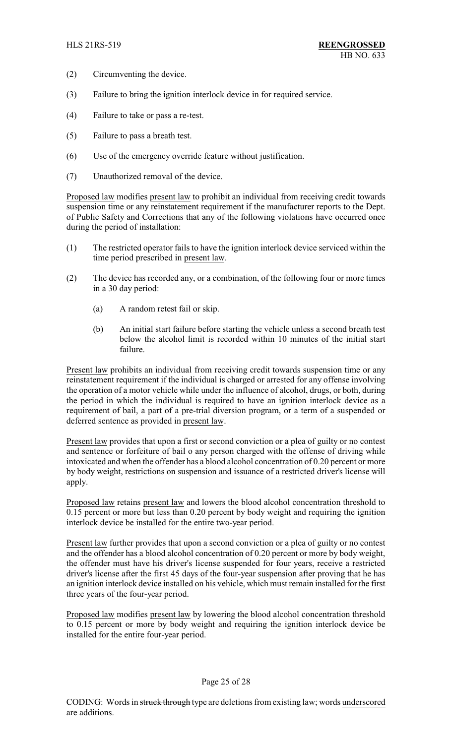(2) Circumventing the device.

(3) Failure to bring the ignition interlock device in for required service.

(4) Failure to take or pass a re-test.

(5) Failure to pass a breath test.

(6) Use of the emergency override feature without justification.

(7) Unauthorized removal of the device.

Proposed law modifies present law to prohibit an individual from receiving credit towards suspension time or any reinstatement requirement if the manufacturer reports to the Dept. of Public Safety and Corrections that any of the following violations have occurred once during the period of installation:

(1) The restricted operator fails to have the ignition interlock device serviced within the time period prescribed in present law.

(2) The device has recorded any, or a combination, of the following four or more times in a 30 day period:

   (a) A random retest fail or skip.

   (b) An initial start failure before starting the vehicle unless a second breath test below the alcohol limit is recorded within 10 minutes of the initial start failure.

Present law prohibits an individual from receiving credit towards suspension time or any reinstatement requirement if the individual is charged or arrested for any offense involving the operation of a motor vehicle while under the influence of alcohol, drugs, or both, during the period in which the individual is required to have an ignition interlock device as a requirement of bail, a part of a pre-trial diversion program, or a term of a suspended or deferred sentence as provided in present law.

Present law provides that upon a first or second conviction or a plea of guilty or no contest and sentence or forfeiture of bail o any person charged with the offense of driving while intoxicated and when the offender has a blood alcohol concentration of 0.20 percent or more by body weight, restrictions on suspension and issuance of a restricted driver's license will apply.

Proposed law retains present law and lowers the blood alcohol concentration threshold to 0.15 percent or more but less than 0.20 percent by body weight and requiring the ignition interlock device be installed for the entire two-year period.

Present law further provides that upon a second conviction or a plea of guilty or no contest and the offender has a blood alcohol concentration of 0.20 percent or more by body weight, the offender must have his driver's license suspended for four years, receive a restricted driver's license after the first 45 days of the four-year suspension after proving that he has an ignition interlock device installed on his vehicle, which must remain installed for the first three years of the four-year period.

Proposed law modifies present law by lowering the blood alcohol concentration threshold to 0.15 percent or more by body weight and requiring the ignition interlock device be installed for the entire four-year period.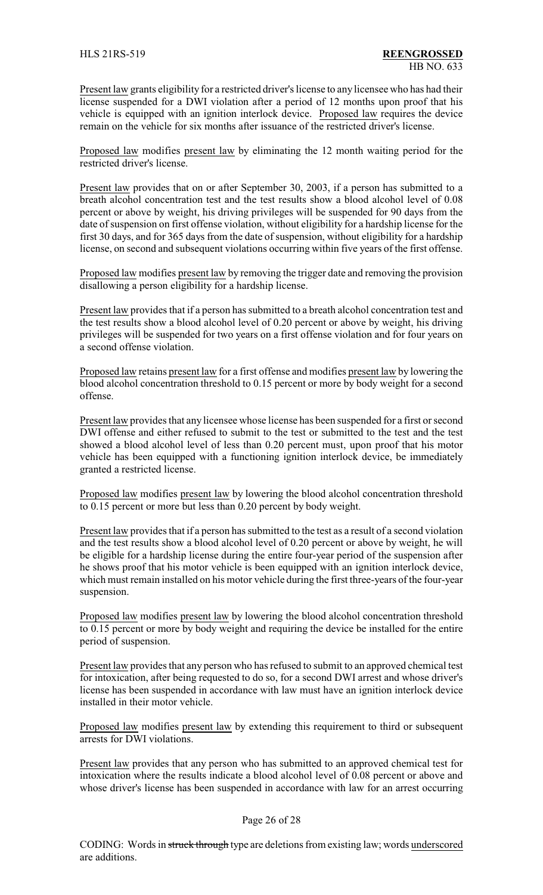Present law grants eligibility for a restricted driver's license to any licensee who has had their license suspended for a DWI violation after a period of 12 months upon proof that his vehicle is equipped with an ignition interlock device. Proposed law requires the device remain on the vehicle for six months after issuance of the restricted driver's license.

Proposed law modifies present law by eliminating the 12 month waiting period for the restricted driver's license.

Present law provides that on or after September 30, 2003, if a person has submitted to a breath alcohol concentration test and the test results show a blood alcohol level of 0.08 percent or above by weight, his driving privileges will be suspended for 90 days from the date of suspension on first offense violation, without eligibility for a hardship license for the first 30 days, and for 365 days from the date of suspension, without eligibility for a hardship license, on second and subsequent violations occurring within five years of the first offense.

Proposed law modifies present law by removing the trigger date and removing the provision disallowing a person eligibility for a hardship license.

Present law provides that if a person has submitted to a breath alcohol concentration test and the test results show a blood alcohol level of 0.20 percent or above by weight, his driving privileges will be suspended for two years on a first offense violation and for four years on a second offense violation.

Proposed law retains present law for a first offense and modifies present law by lowering the blood alcohol concentration threshold to 0.15 percent or more by body weight for a second offense.

Present law provides that any licensee whose license has been suspended for a first or second DWI offense and either refused to submit to the test or submitted to the test and the test showed a blood alcohol level of less than 0.20 percent must, upon proof that his motor vehicle has been equipped with a functioning ignition interlock device, be immediately granted a restricted license.

Proposed law modifies present law by lowering the blood alcohol concentration threshold to 0.15 percent or more but less than 0.20 percent by body weight.

Present law provides that if a person has submitted to the test as a result of a second violation and the test results show a blood alcohol level of 0.20 percent or above by weight, he will be eligible for a hardship license during the entire four-year period of the suspension after he shows proof that his motor vehicle is been equipped with an ignition interlock device, which must remain installed on his motor vehicle during the first three-years of the four-year suspension.

Proposed law modifies present law by lowering the blood alcohol concentration threshold to 0.15 percent or more by body weight and requiring the device be installed for the entire period of suspension.

Present law provides that any person who has refused to submit to an approved chemical test for intoxication, after being requested to do so, for a second DWI arrest and whose driver's license has been suspended in accordance with law must have an ignition interlock device installed in their motor vehicle.

Proposed law modifies present law by extending this requirement to third or subsequent arrests for DWI violations.

Present law provides that any person who has submitted to an approved chemical test for intoxication where the results indicate a blood alcohol level of 0.08 percent or above and whose driver's license has been suspended in accordance with law for an arrest occurring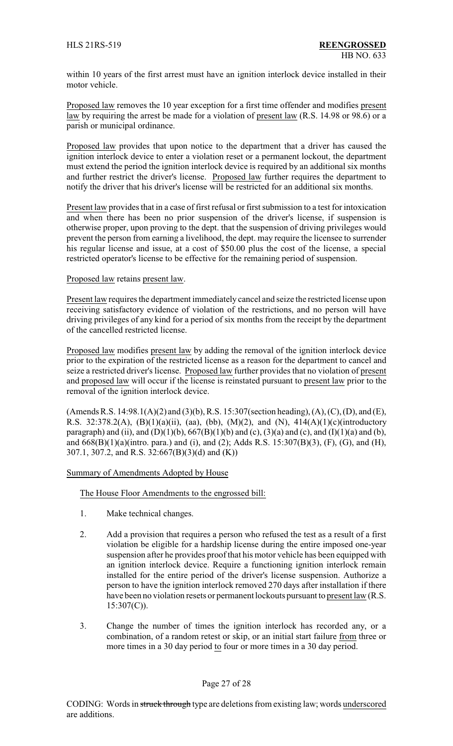within 10 years of the first arrest must have an ignition interlock device installed in their motor vehicle.

Proposed law removes the 10 year exception for a first time offender and modifies present law by requiring the arrest be made for a violation of present law (R.S. 14.98 or 98.6) or a parish or municipal ordinance.

Proposed law provides that upon notice to the department that a driver has caused the ignition interlock device to enter a violation reset or a permanent lockout, the department must extend the period the ignition interlock device is required by an additional six months and further restrict the driver's license. Proposed law further requires the department to notify the driver that his driver's license will be restricted for an additional six months.

Present law provides that in a case of first refusal or first submission to a test for intoxication and when there has been no prior suspension of the driver's license, if suspension is otherwise proper, upon proving to the dept. that the suspension of driving privileges would prevent the person from earning a livelihood, the dept. may require the licensee to surrender his regular license and issue, at a cost of $50.00 plus the cost of the license, a special restricted operator's license to be effective for the remaining period of suspension.

Proposed law retains present law.

Present law requires the department immediately cancel and seize the restricted license upon receiving satisfactory evidence of violation of the restrictions, and no person will have driving privileges of any kind for a period of six months from the receipt by the department of the cancelled restricted license.

Proposed law modifies present law by adding the removal of the ignition interlock device prior to the expiration of the restricted license as a reason for the department to cancel and seize a restricted driver's license. Proposed law further provides that no violation of present and proposed law will occur if the license is reinstated pursuant to present law prior to the removal of the ignition interlock device.

(Amends R.S. 14:98.1(A)(2) and (3)(b), R.S. 15:307(section heading), (A), (C), (D), and (E), R.S. 32:378.2(A), (B)(1)(a)(ii), (aa), (bb), (M)(2), and (N), 414(A)(1)(c)(introductory paragraph) and (ii), and (D)(1)(b), 667(B)(1)(b) and (c), (3)(a) and (c), and (I)(1)(a) and (b), and 668(B)(1)(a)(intro. para.) and (i), and (2); Adds R.S. 15:307(B)(3), (F), (G), and (H), 307.1, 307.2, and R.S. 32:667(B)(3)(d) and (K))

Summary of Amendments Adopted by House

The House Floor Amendments to the engrossed bill:

1. Make technical changes.

2. Add a provision that requires a person who refused the test as a result of a first violation be eligible for a hardship license during the entire imposed one-year suspension after he provides proof that his motor vehicle has been equipped with an ignition interlock device. Require a functioning ignition interlock remain installed for the entire period of the driver's license suspension. Authorize a person to have the ignition interlock removed 270 days after installation if there have been no violation resets or permanent lockouts pursuant to present law (R.S. 15:307(C)).

3. Change the number of times the ignition interlock has recorded any, or a combination, of a random retest or skip, or an initial start failure from three or more times in a 30 day period to four or more times in a 30 day period.

CODING: Words in ~~struck through~~ type are deletions from existing law; words underscored are additions.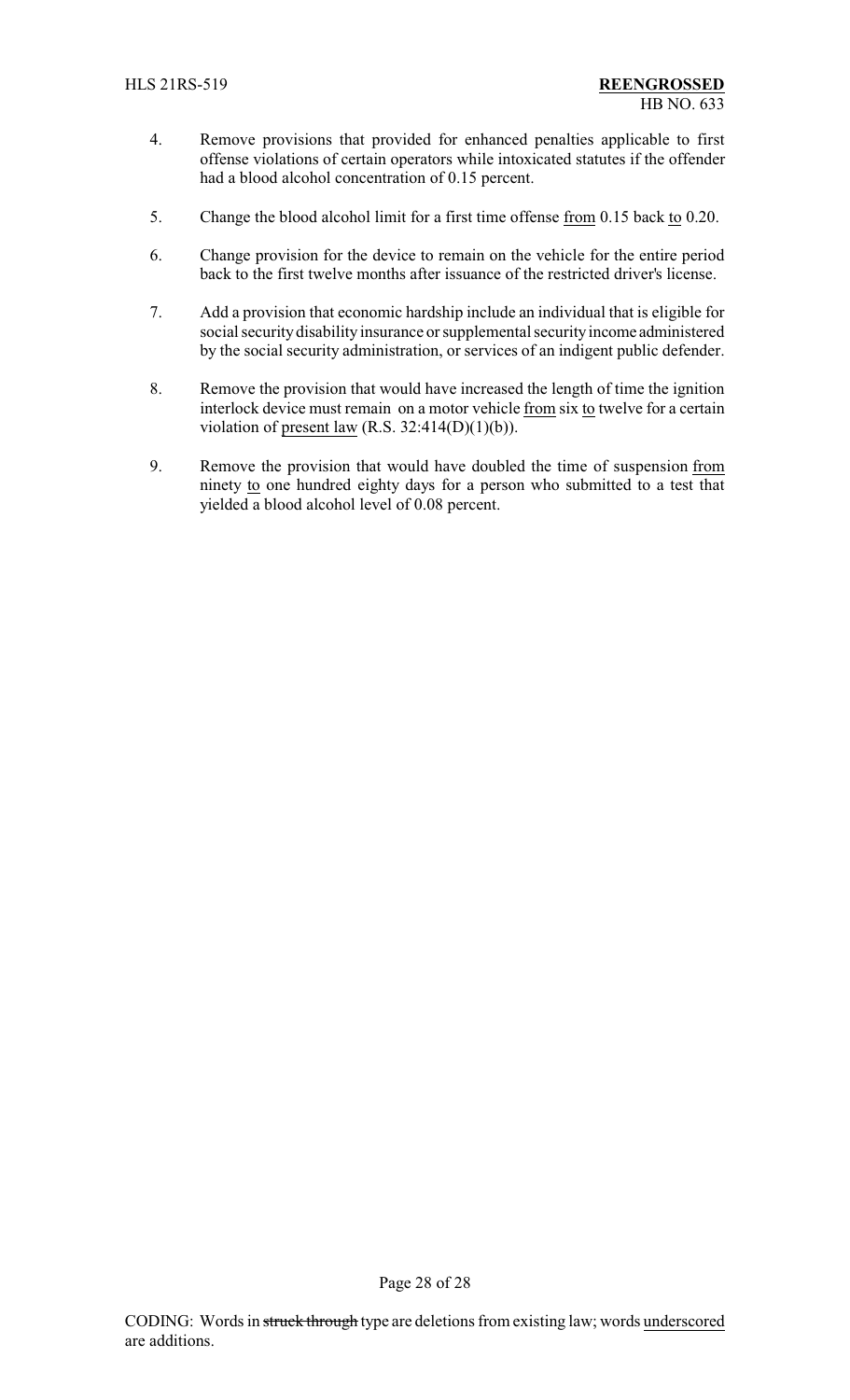4. Remove provisions that provided for enhanced penalties applicable to first offense violations of certain operators while intoxicated statutes if the offender had a blood alcohol concentration of 0.15 percent.

5. Change the blood alcohol limit for a first time offense from 0.15 back to 0.20.

6. Change provision for the device to remain on the vehicle for the entire period back to the first twelve months after issuance of the restricted driver's license.

7. Add a provision that economic hardship include an individual that is eligible for social security disability insurance or supplemental security income administered by the social security administration, or services of an indigent public defender.

8. Remove the provision that would have increased the length of time the ignition interlock device must remain on a motor vehicle from six to twelve for a certain violation of present law (R.S. 32:414(D)(1)(b)).

9. Remove the provision that would have doubled the time of suspension from ninety to one hundred eighty days for a person who submitted to a test that yielded a blood alcohol level of 0.08 percent.

CODING: Words in ~~struck through~~ type are deletions from existing law; words underscored are additions.